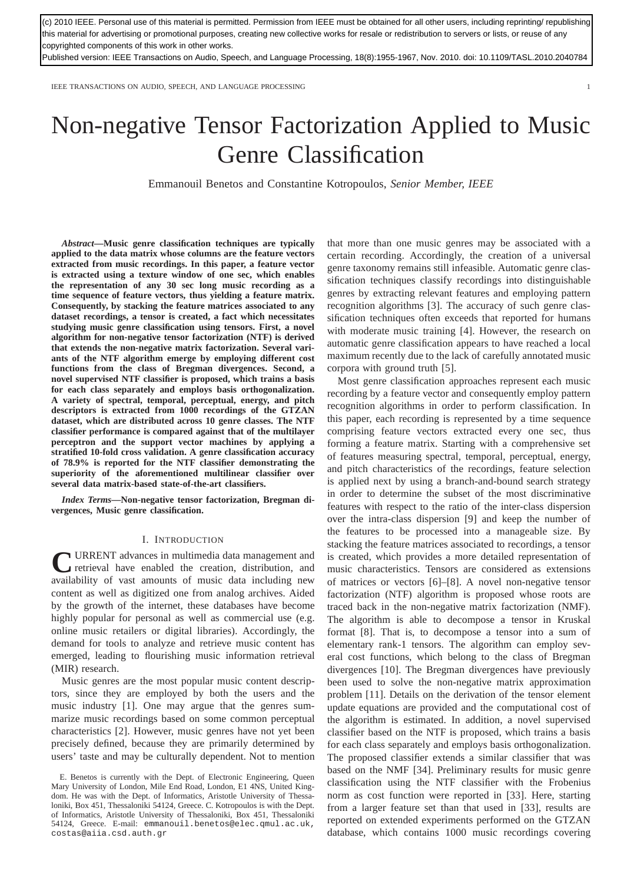(c) 2010 IEEE. Personal use of this material is permitted. Permission from IEEE must be obtained for all other users, including reprinting/ republishing this material for advertising or promotional purposes, creating new collective works for resale or redistribution to servers or lists, or reuse of any copyrighted components of this work in other works.
Published version: IEEE Transactions on Audio, Speech, and Language Processing, 18(8):1955-1967, Nov. 2010. doi: 10.1109/TASL.2010.2040784

# Non-negative Tensor Factorization Applied to Music Genre Classification

Emmanouil Benetos and Constantine Kotropoulos, *Senior Member, IEEE*

***Abstract*—Music genre classification techniques are typically applied to the data matrix whose columns are the feature vectors extracted from music recordings. In this paper, a feature vector is extracted using a texture window of one sec, which enables the representation of any 30 sec long music recording as a time sequence of feature vectors, thus yielding a feature matrix. Consequently, by stacking the feature matrices associated to any dataset recordings, a tensor is created, a fact which necessitates studying music genre classification using tensors. First, a novel algorithm for non-negative tensor factorization (NTF) is derived that extends the non-negative matrix factorization. Several variants of the NTF algorithm emerge by employing different cost functions from the class of Bregman divergences. Second, a novel supervised NTF classifier is proposed, which trains a basis for each class separately and employs basis orthogonalization. A variety of spectral, temporal, perceptual, energy, and pitch descriptors is extracted from 1000 recordings of the GTZAN dataset, which are distributed across 10 genre classes. The NTF classifier performance is compared against that of the multilayer perceptron and the support vector machines by applying a stratified 10-fold cross validation. A genre classification accuracy of 78.9% is reported for the NTF classifier demonstrating the superiority of the aforementioned multilinear classifier over several data matrix-based state-of-the-art classifiers.**

***Index Terms*—Non-negative tensor factorization, Bregman divergences, Music genre classification.**

## I. Introduction

Current advances in multimedia data management and retrieval have enabled the creation, distribution, and availability of vast amounts of music data including new content as well as digitized one from analog archives. Aided by the growth of the internet, these databases have become highly popular for personal as well as commercial use (e.g. online music retailers or digital libraries). Accordingly, the demand for tools to analyze and retrieve music content has emerged, leading to flourishing music information retrieval (MIR) research.

Music genres are the most popular music content descriptors, since they are employed by both the users and the music industry [1]. One may argue that the genres summarize music recordings based on some common perceptual characteristics [2]. However, music genres have not yet been precisely defined, because they are primarily determined by users' taste and may be culturally dependent. Not to mention that more than one music genres may be associated with a certain recording. Accordingly, the creation of a universal genre taxonomy remains still infeasible. Automatic genre classification techniques classify recordings into distinguishable genres by extracting relevant features and employing pattern recognition algorithms [3]. The accuracy of such genre classification techniques often exceeds that reported for humans with moderate music training [4]. However, the research on automatic genre classification appears to have reached a local maximum recently due to the lack of carefully annotated music corpora with ground truth [5].

Most genre classification approaches represent each music recording by a feature vector and consequently employ pattern recognition algorithms in order to perform classification. In this paper, each recording is represented by a time sequence comprising feature vectors extracted every one sec, thus forming a feature matrix. Starting with a comprehensive set of features measuring spectral, temporal, perceptual, energy, and pitch characteristics of the recordings, feature selection is applied next by using a branch-and-bound search strategy in order to determine the subset of the most discriminative features with respect to the ratio of the inter-class dispersion over the intra-class dispersion [9] and keep the number of the features to be processed into a manageable size. By stacking the feature matrices associated to recordings, a tensor is created, which provides a more detailed representation of music characteristics. Tensors are considered as extensions of matrices or vectors [6]–[8]. A novel non-negative tensor factorization (NTF) algorithm is proposed whose roots are traced back in the non-negative matrix factorization (NMF). The algorithm is able to decompose a tensor in Kruskal format [8]. That is, to decompose a tensor into a sum of elementary rank-1 tensors. The algorithm can employ several cost functions, which belong to the class of Bregman divergences [10]. The Bregman divergences have previously been used to solve the non-negative matrix approximation problem [11]. Details on the derivation of the tensor element update equations are provided and the computational cost of the algorithm is estimated. In addition, a novel supervised classifier based on the NTF is proposed, which trains a basis for each class separately and employs basis orthogonalization. The proposed classifier extends a similar classifier that was based on the NMF [34]. Preliminary results for music genre classification using the NTF classifier with the Frobenius norm as cost function were reported in [33]. Here, starting from a larger feature set than that used in [33], results are reported on extended experiments performed on the GTZAN database, which contains 1000 music recordings covering

E. Benetos is currently with the Dept. of Electronic Engineering, Queen Mary University of London, Mile End Road, London, E1 4NS, United Kingdom. He was with the Dept. of Informatics, Aristotle University of Thessaloniki, Box 451, Thessaloniki 54124, Greece. C. Kotropoulos is with the Dept. of Informatics, Aristotle University of Thessaloniki, Box 451, Thessaloniki 54124, Greece. E-mail: emmanouil.benetos@elec.qmul.ac.uk, costas@aiia.csd.auth.gr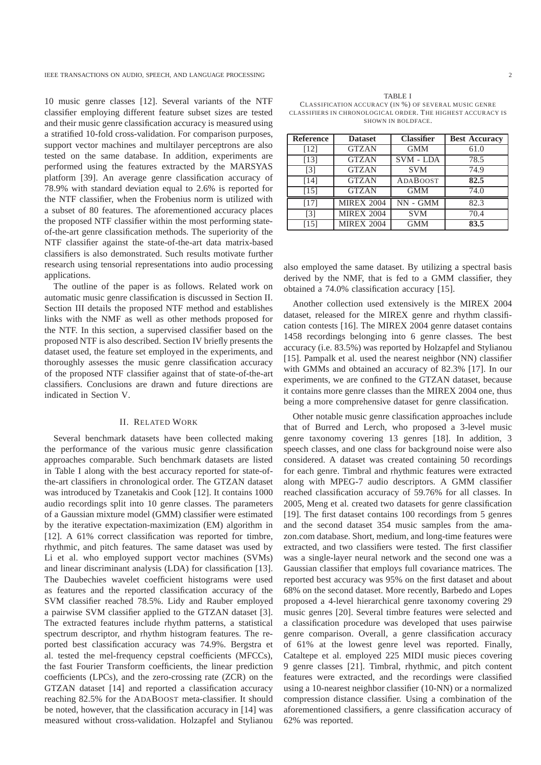10 music genre classes [12]. Several variants of the NTF classifier employing different feature subset sizes are tested and their music genre classification accuracy is measured using a stratified 10-fold cross-validation. For comparison purposes, support vector machines and multilayer perceptrons are also tested on the same database. In addition, experiments are performed using the features extracted by the MARSYAS platform [39]. An average genre classification accuracy of 78.9% with standard deviation equal to 2.6% is reported for the NTF classifier, when the Frobenius norm is utilized with a subset of 80 features. The aforementioned accuracy places the proposed NTF classifier within the most performing state-of-the-art genre classification methods. The superiority of the NTF classifier against the state-of-the-art data matrix-based classifiers is also demonstrated. Such results motivate further research using tensorial representations into audio processing applications.

The outline of the paper is as follows. Related work on automatic music genre classification is discussed in Section II. Section III details the proposed NTF method and establishes links with the NMF as well as other methods proposed for the NTF. In this section, a supervised classifier based on the proposed NTF is also described. Section IV briefly presents the dataset used, the feature set employed in the experiments, and thoroughly assesses the music genre classification accuracy of the proposed NTF classifier against that of state-of-the-art classifiers. Conclusions are drawn and future directions are indicated in Section V.

## II. Related Work

Several benchmark datasets have been collected making the performance of the various music genre classification approaches comparable. Such benchmark datasets are listed in Table I along with the best accuracy reported for state-of-the-art classifiers in chronological order. The GTZAN dataset was introduced by Tzanetakis and Cook [12]. It contains 1000 audio recordings split into 10 genre classes. The parameters of a Gaussian mixture model (GMM) classifier were estimated by the iterative expectation-maximization (EM) algorithm in [12]. A 61% correct classification was reported for timbre, rhythmic, and pitch features. The same dataset was used by Li et al. who employed support vector machines (SVMs) and linear discriminant analysis (LDA) for classification [13]. The Daubechies wavelet coefficient histograms were used as features and the reported classification accuracy of the SVM classifier reached 78.5%. Lidy and Rauber employed a pairwise SVM classifier applied to the GTZAN dataset [3]. The extracted features include rhythm patterns, a statistical spectrum descriptor, and rhythm histogram features. The reported best classification accuracy was 74.9%. Bergstra et al. tested the mel-frequency cepstral coefficients (MFCCs), the fast Fourier Transform coefficients, the linear prediction coefficients (LPCs), and the zero-crossing rate (ZCR) on the GTZAN dataset [14] and reported a classification accuracy reaching 82.5% for the AdaBoost meta-classifier. It should be noted, however, that the classification accuracy in [14] was measured without cross-validation. Holzapfel and Stylianou also employed the same dataset. By utilizing a spectral basis derived by the NMF, that is fed to a GMM classifier, they obtained a 74.0% classification accuracy [15].

TABLE I
Classification accuracy (in %) of several music genre classifiers in chronological order. The highest accuracy is shown in boldface.

| Reference | Dataset | Classifier | Best Accuracy |
|---|---|---|---|
| [12] | GTZAN | GMM | 61.0 |
| [13] | GTZAN | SVM - LDA | 78.5 |
| [3] | GTZAN | SVM | 74.9 |
| [14] | GTZAN | AdaBoost | **82.5** |
| [15] | GTZAN | GMM | 74.0 |
| [17] | MIREX 2004 | NN - GMM | 82.3 |
| [3] | MIREX 2004 | SVM | 70.4 |
| [15] | MIREX 2004 | GMM | **83.5** |

Another collection used extensively is the MIREX 2004 dataset, released for the MIREX genre and rhythm classification contests [16]. The MIREX 2004 genre dataset contains 1458 recordings belonging into 6 genre classes. The best accuracy (i.e. 83.5%) was reported by Holzapfel and Stylianou [15]. Pampalk et al. used the nearest neighbor (NN) classifier with GMMs and obtained an accuracy of 82.3% [17]. In our experiments, we are confined to the GTZAN dataset, because it contains more genre classes than the MIREX 2004 one, thus being a more comprehensive dataset for genre classification.

Other notable music genre classification approaches include that of Burred and Lerch, who proposed a 3-level music genre taxonomy covering 13 genres [18]. In addition, 3 speech classes, and one class for background noise were also considered. A dataset was created containing 50 recordings for each genre. Timbral and rhythmic features were extracted along with MPEG-7 audio descriptors. A GMM classifier reached classification accuracy of 59.76% for all classes. In 2005, Meng et al. created two datasets for genre classification [19]. The first dataset contains 100 recordings from 5 genres and the second dataset 354 music samples from the amazon.com database. Short, medium, and long-time features were extracted, and two classifiers were tested. The first classifier was a single-layer neural network and the second one was a Gaussian classifier that employs full covariance matrices. The reported best accuracy was 95% on the first dataset and about 68% on the second dataset. More recently, Barbedo and Lopes proposed a 4-level hierarchical genre taxonomy covering 29 music genres [20]. Several timbre features were selected and a classification procedure was developed that uses pairwise genre comparison. Overall, a genre classification accuracy of 61% at the lowest genre level was reported. Finally, Cataltepe et al. employed 225 MIDI music pieces covering 9 genre classes [21]. Timbral, rhythmic, and pitch content features were extracted, and the recordings were classified using a 10-nearest neighbor classifier (10-NN) or a normalized compression distance classifier. Using a combination of the aforementioned classifiers, a genre classification accuracy of 62% was reported.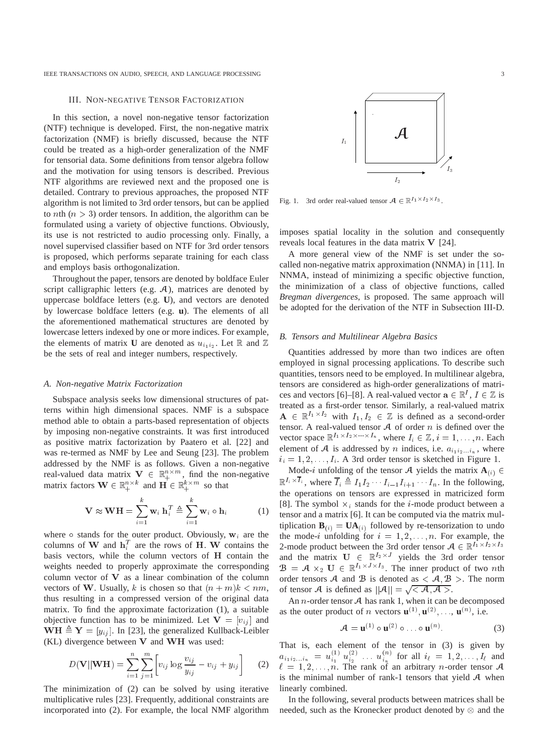## III. Non-negative Tensor Factorization

In this section, a novel non-negative tensor factorization (NTF) technique is developed. First, the non-negative matrix factorization (NMF) is briefly discussed, because the NTF could be treated as a high-order generalization of the NMF for tensorial data. Some definitions from tensor algebra follow and the motivation for using tensors is described. Previous NTF algorithms are reviewed next and the proposed one is detailed. Contrary to previous approaches, the proposed NTF algorithm is not limited to 3rd order tensors, but can be applied to $n$th ($n > 3$) order tensors. In addition, the algorithm can be formulated using a variety of objective functions. Obviously, its use is not restricted to audio processing only. Finally, a novel supervised classifier based on NTF for 3rd order tensors is proposed, which performs separate training for each class and employs basis orthogonalization.

Throughout the paper, tensors are denoted by boldface Euler script calligraphic letters (e.g. $\mathcal{A}$), matrices are denoted by uppercase boldface letters (e.g. $\mathbf{U}$), and vectors are denoted by lowercase boldface letters (e.g. $\mathbf{u}$). The elements of all the aforementioned mathematical structures are denoted by lowercase letters indexed by one or more indices. For example, the elements of matrix $\mathbf{U}$ are denoted as $u_{i_1 i_2}$. Let $\mathbb{R}$ and $\mathbb{Z}$ be the sets of real and integer numbers, respectively.

### A. Non-negative Matrix Factorization

Subspace analysis seeks low dimensional structures of patterns within high dimensional spaces. NMF is a subspace method able to obtain a parts-based representation of objects by imposing non-negative constraints. It was first introduced as positive matrix factorization by Paatero et al. [22] and was re-termed as NMF by Lee and Seung [23]. The problem addressed by the NMF is as follows. Given a non-negative real-valued data matrix $\mathbf{V} \in \mathbb{R}_+^{n \times m}$, find the non-negative matrix factors $\mathbf{W} \in \mathbb{R}_+^{n \times k}$ and $\mathbf{H} \in \mathbb{R}_+^{k \times m}$ so that

$$\mathbf{V} \approx \mathbf{W}\mathbf{H} = \sum_{i=1}^{k} \mathbf{w}_i \, \mathbf{h}_i^T \triangleq \sum_{i=1}^{k} \mathbf{w}_i \circ \mathbf{h}_i \tag{1}$$

where $\circ$ stands for the outer product. Obviously, $\mathbf{w}_i$ are the columns of $\mathbf{W}$ and $\mathbf{h}_i^T$ are the rows of $\mathbf{H}$. $\mathbf{W}$ contains the basis vectors, while the column vectors of $\mathbf{H}$ contain the weights needed to properly approximate the corresponding column vector of $\mathbf{V}$ as a linear combination of the column vectors of $\mathbf{W}$. Usually, $k$ is chosen so that $(n+m)k < nm$, thus resulting in a compressed version of the original data matrix. To find the approximate factorization (1), a suitable objective function has to be minimized. Let $\mathbf{V} = [v_{ij}]$ and $\mathbf{W}\mathbf{H} \triangleq \mathbf{Y} = [y_{ij}]$. In [23], the generalized Kullback-Leibler (KL) divergence between $\mathbf{V}$ and $\mathbf{W}\mathbf{H}$ was used:

$$D(\mathbf{V} \| \mathbf{W}\mathbf{H}) = \sum_{i=1}^{n} \sum_{j=1}^{m} \left[ v_{ij} \log \frac{v_{ij}}{y_{ij}} - v_{ij} + y_{ij} \right] \tag{2}$$

The minimization of (2) can be solved by using iterative multiplicative rules [23]. Frequently, additional constraints are incorporated into (2). For example, the local NMF algorithm imposes spatial locality in the solution and consequently reveals local features in the data matrix $\mathbf{V}$ [24].

A more general view of the NMF is set under the so-called non-negative matrix approximation (NNMA) in [11]. In NNMA, instead of minimizing a specific objective function, the minimization of a class of objective functions, called *Bregman divergences*, is proposed. The same approach will be adopted for the derivation of the NTF in Subsection III-D.

Fig. 1. 3rd order real-valued tensor $\mathcal{A} \in \mathbb{R}^{I_1 \times I_2 \times I_3}$.

### B. Tensors and Multilinear Algebra Basics

Quantities addressed by more than two indices are often employed in signal processing applications. To describe such quantities, tensors need to be employed. In multilinear algebra, tensors are considered as high-order generalizations of matrices and vectors [6]–[8]. A real-valued vector $\mathbf{a} \in \mathbb{R}^I$, $I \in \mathbb{Z}$ is treated as a first-order tensor. Similarly, a real-valued matrix $\mathbf{A} \in \mathbb{R}^{I_1 \times I_2}$ with $I_1, I_2 \in \mathbb{Z}$ is defined as a second-order tensor. A real-valued tensor $\mathcal{A}$ of order $n$ is defined over the vector space $\mathbb{R}^{I_1 \times I_2 \times \cdots \times I_n}$, where $I_i \in \mathbb{Z}, i = 1, \ldots, n$. Each element of $\mathcal{A}$ is addressed by $n$ indices, i.e. $a_{i_1 i_2 \ldots i_n}$, where $i_i = 1, 2, \ldots, I_i$. A 3rd order tensor is sketched in Figure 1.

Mode-$i$ unfolding of the tensor $\mathcal{A}$ yields the matrix $\mathbf{A}_{(i)} \in \mathbb{R}^{I_i \times \overline{I}_i}$, where $\overline{I}_i \triangleq I_1 I_2 \cdots I_{i-1} I_{i+1} \cdots I_n$. In the following, the operations on tensors are expressed in matricized form [8]. The symbol $\times_i$ stands for the $i$-mode product between a tensor and a matrix [6]. It can be computed via the matrix multiplication $\mathbf{B}_{(i)} = \mathbf{U}\mathbf{A}_{(i)}$ followed by re-tensorization to undo the mode-$i$ unfolding for $i = 1, 2, \ldots, n$. For example, the 2-mode product between the 3rd order tensor $\mathcal{A} \in \mathbb{R}^{I_1 \times I_2 \times I_3}$ and the matrix $\mathbf{U} \in \mathbb{R}^{I_2 \times J}$ yields the 3rd order tensor $\mathcal{B} = \mathcal{A} \times_2 \mathbf{U} \in \mathbb{R}^{I_1 \times J \times I_3}$. The inner product of two $n$th order tensors $\mathcal{A}$ and $\mathcal{B}$ is denoted as $< \mathcal{A}, \mathcal{B} >$. The norm of tensor $\mathcal{A}$ is defined as $||\mathcal{A}|| = \sqrt{< \mathcal{A}, \mathcal{A} >}$.

An $n$-order tensor $\mathcal{A}$ has rank 1, when it can be decomposed as the outer product of $n$ vectors $\mathbf{u}^{(1)}, \mathbf{u}^{(2)}, \ldots, \mathbf{u}^{(n)}$, i.e.

$$\mathcal{A} = \mathbf{u}^{(1)} \circ \mathbf{u}^{(2)} \circ \ldots \circ \mathbf{u}^{(n)}. \tag{3}$$

That is, each element of the tensor in (3) is given by $a_{i_1 i_2 \ldots i_n} = u_{i_1}^{(1)} \, u_{i_2}^{(2)} \, \ldots \, u_{i_n}^{(n)}$ for all $i_\ell = 1, 2, \ldots, I_\ell$ and $\ell = 1, 2, \ldots, n$. The rank of an arbitrary $n$-order tensor $\mathcal{A}$ is the minimal number of rank-1 tensors that yield $\mathcal{A}$ when linearly combined.

In the following, several products between matrices shall be needed, such as the Kronecker product denoted by $\otimes$ and the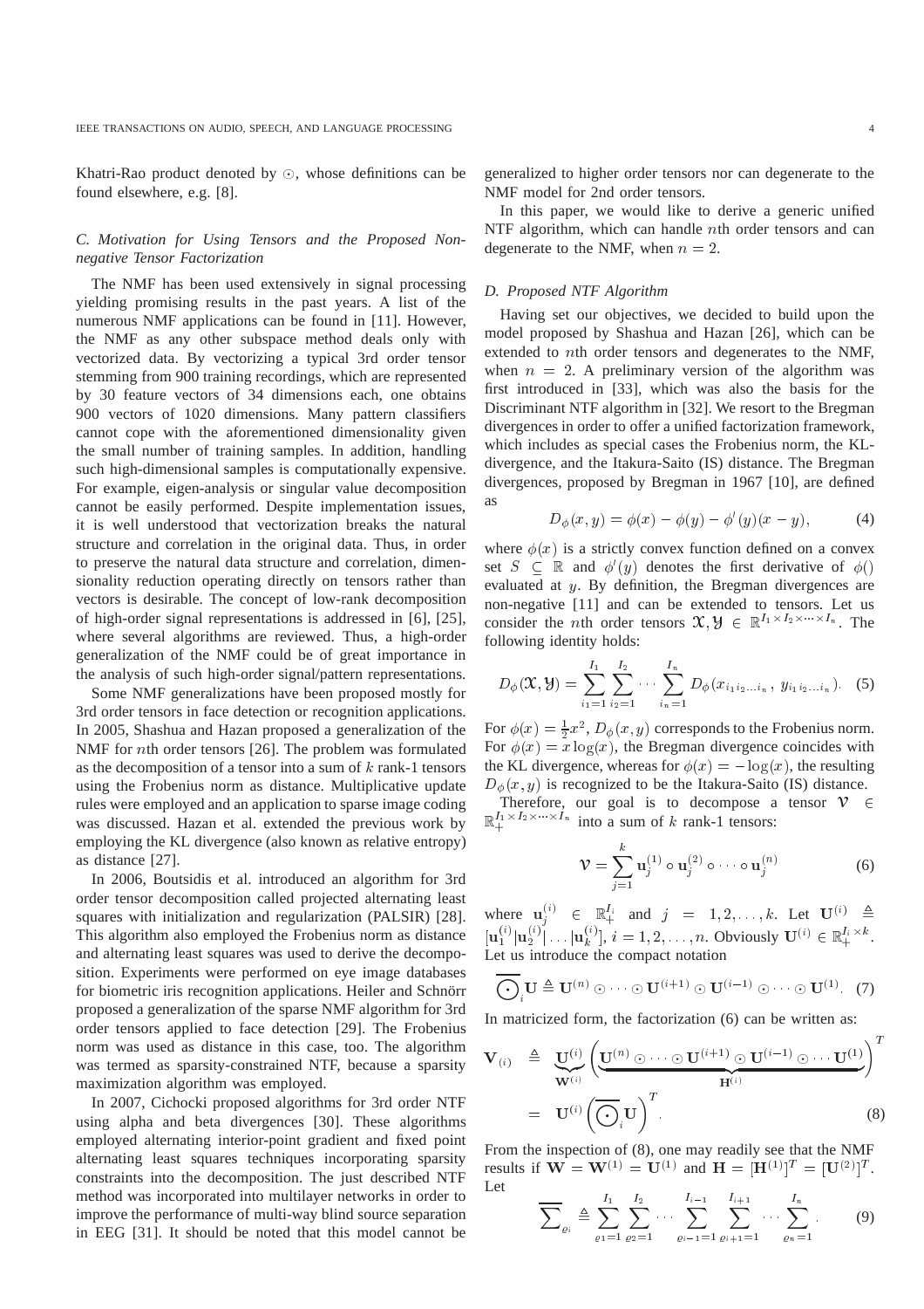Khatri-Rao product denoted by $\odot$, whose definitions can be found elsewhere, e.g. [8].

### C. Motivation for Using Tensors and the Proposed Nonnegative Tensor Factorization

The NMF has been used extensively in signal processing yielding promising results in the past years. A list of the numerous NMF applications can be found in [11]. However, the NMF as any other subspace method deals only with vectorized data. By vectorizing a typical 3rd order tensor stemming from 900 training recordings, which are represented by 30 feature vectors of 34 dimensions each, one obtains 900 vectors of 1020 dimensions. Many pattern classifiers cannot cope with the aforementioned dimensionality given the small number of training samples. In addition, handling such high-dimensional samples is computationally expensive. For example, eigen-analysis or singular value decomposition cannot be easily performed. Despite implementation issues, it is well understood that vectorization breaks the natural structure and correlation in the original data. Thus, in order to preserve the natural data structure and correlation, dimensionality reduction operating directly on tensors rather than vectors is desirable. The concept of low-rank decomposition of high-order signal representations is addressed in [6], [25], where several algorithms are reviewed. Thus, a high-order generalization of the NMF could be of great importance in the analysis of such high-order signal/pattern representations.

Some NMF generalizations have been proposed mostly for 3rd order tensors in face detection or recognition applications. In 2005, Shashua and Hazan proposed a generalization of the NMF for $n$th order tensors [26]. The problem was formulated as the decomposition of a tensor into a sum of $k$ rank-1 tensors using the Frobenius norm as distance. Multiplicative update rules were employed and an application to sparse image coding was discussed. Hazan et al. extended the previous work by employing the KL divergence (also known as relative entropy) as distance [27].

In 2006, Boutsidis et al. introduced an algorithm for 3rd order tensor decomposition called projected alternating least squares with initialization and regularization (PALSIR) [28]. This algorithm also employed the Frobenius norm as distance and alternating least squares was used to derive the decomposition. Experiments were performed on eye image databases for biometric iris recognition applications. Heiler and Schnörr proposed a generalization of the sparse NMF algorithm for 3rd order tensors applied to face detection [29]. The Frobenius norm was used as distance in this case, too. The algorithm was termed as sparsity-constrained NTF, because a sparsity maximization algorithm was employed.

In 2007, Cichocki proposed algorithms for 3rd order NTF using alpha and beta divergences [30]. These algorithms employed alternating interior-point gradient and fixed point alternating least squares techniques incorporating sparsity constraints into the decomposition. The just described NTF method was incorporated into multilayer networks in order to improve the performance of multi-way blind source separation in EEG [31]. It should be noted that this model cannot be generalized to higher order tensors nor can degenerate to the NMF model for 2nd order tensors.

In this paper, we would like to derive a generic unified NTF algorithm, which can handle $n$th order tensors and can degenerate to the NMF, when $n = 2$.

### D. Proposed NTF Algorithm

Having set our objectives, we decided to build upon the model proposed by Shashua and Hazan [26], which can be extended to $n$th order tensors and degenerates to the NMF, when $n = 2$. A preliminary version of the algorithm was first introduced in [33], which was also the basis for the Discriminant NTF algorithm in [32]. We resort to the Bregman divergences in order to offer a unified factorization framework, which includes as special cases the Frobenius norm, the KL-divergence, and the Itakura-Saito (IS) distance. The Bregman divergences, proposed by Bregman in 1967 [10], are defined as

$$D_\phi(x, y) = \phi(x) - \phi(y) - \phi'(y)(x - y), \tag{4}$$

where $\phi(x)$ is a strictly convex function defined on a convex set $S \subseteq \mathbb{R}$ and $\phi'(y)$ denotes the first derivative of $\phi()$ evaluated at $y$. By definition, the Bregman divergences are non-negative [11] and can be extended to tensors. Let us consider the $n$th order tensors $\mathcal{X}, \mathcal{Y} \in \mathbb{R}^{I_1 \times I_2 \times \cdots \times I_n}$. The following identity holds:

$$D_\phi(\mathcal{X}, \mathcal{Y}) = \sum_{i_1=1}^{I_1} \sum_{i_2=1}^{I_2} \cdots \sum_{i_n=1}^{I_n} D_\phi(x_{i_1 i_2 \ldots i_n},\, y_{i_1 i_2 \ldots i_n}). \tag{5}$$

For $\phi(x) = \frac{1}{2}x^2$, $D_\phi(x, y)$ corresponds to the Frobenius norm. For $\phi(x) = x\log(x)$, the Bregman divergence coincides with the KL divergence, whereas for $\phi(x) = -\log(x)$, the resulting $D_\phi(x, y)$ is recognized to be the Itakura-Saito (IS) distance.

Therefore, our goal is to decompose a tensor $\mathcal{V} \in \mathbb{R}_+^{I_1 \times I_2 \times \cdots \times I_n}$ into a sum of $k$ rank-1 tensors:

$$\mathcal{V} = \sum_{j=1}^{k} \mathbf{u}_j^{(1)} \circ \mathbf{u}_j^{(2)} \circ \cdots \circ \mathbf{u}_j^{(n)} \tag{6}$$

where $\mathbf{u}_j^{(i)} \in \mathbb{R}_+^{I_i}$ and $j = 1, 2, \ldots, k$. Let $\mathbf{U}^{(i)} \triangleq [\mathbf{u}_1^{(i)} | \mathbf{u}_2^{(i)} | \ldots | \mathbf{u}_k^{(i)}]$, $i = 1, 2, \ldots, n$. Obviously $\mathbf{U}^{(i)} \in \mathbb{R}_+^{I_i \times k}$. Let us introduce the compact notation

$$\overline{\bigodot_i} \mathbf{U} \triangleq \mathbf{U}^{(n)} \odot \cdots \odot \mathbf{U}^{(i+1)} \odot \mathbf{U}^{(i-1)} \odot \cdots \odot \mathbf{U}^{(1)}. \tag{7}$$

In matricized form, the factorization (6) can be written as:

$$\begin{aligned}
\mathbf{V}_{(i)} &\triangleq \underbrace{\mathbf{U}^{(i)}}_{\mathbf{W}^{(i)}} \Big(\underbrace{\mathbf{U}^{(n)} \odot \cdots \odot \mathbf{U}^{(i+1)} \odot \mathbf{U}^{(i-1)} \odot \cdots \mathbf{U}^{(1)}}_{\mathbf{H}^{(i)}}\Big)^T \\
&= \mathbf{U}^{(i)} \Big(\overline{\bigodot_i} \mathbf{U}\Big)^T.
\end{aligned} \tag{8}$$

From the inspection of (8), one may readily see that the NMF results if $\mathbf{W} = \mathbf{W}^{(1)} = \mathbf{U}^{(1)}$ and $\mathbf{H} = [\mathbf{H}^{(1)}]^T = [\mathbf{U}^{(2)}]^T$. Let

$$\overline{\sum_{\varrho_i}} \triangleq \sum_{\varrho_1=1}^{I_1} \sum_{\varrho_2=1}^{I_2} \cdots \sum_{\varrho_{i-1}=1}^{I_{i-1}} \sum_{\varrho_{i+1}=1}^{I_{i+1}} \cdots \sum_{\varrho_n=1}^{I_n}. \tag{9}$$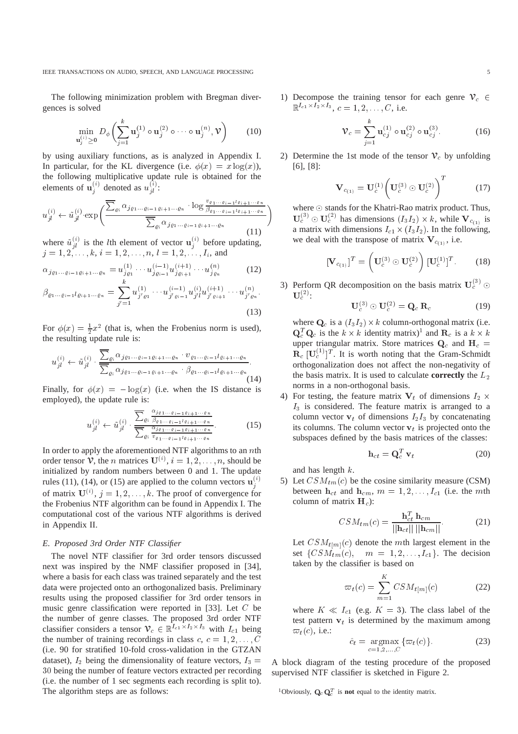The following minimization problem with Bregman divergences is solved

$$\min_{\mathbf{u}_j^{(i)} \geq \mathbf{0}} D_\phi \left( \sum_{j=1}^{k} \mathbf{u}_j^{(1)} \circ \mathbf{u}_j^{(2)} \circ \cdots \circ \mathbf{u}_j^{(n)}, \mathcal{V} \right) \tag{10}$$

by using auxiliary functions, as is analyzed in Appendix I. In particular, for the KL divergence (i.e. $\phi(x) = x\log(x)$), the following multiplicative update rule is obtained for the elements of $\mathbf{u}_j^{(i)}$ denoted as $u_{jl}^{(i)}$:

$$u_{jl}^{(i)} \leftarrow \tilde{u}_{jl}^{(i)} \cdot \exp\left( \frac{\overline{\sum_{\varrho_i}} \alpha_{j\varrho_1\cdots\varrho_{i-1}\varrho_{i+1}\cdots\varrho_n} \cdot \log \frac{v_{\varrho_1\cdots\varrho_{i-1}l\varrho_{i+1}\cdots\varrho_n}}{\beta_{\varrho_1\cdots\varrho_{i-1}l\varrho_{i+1}\cdots\varrho_n}}}{\overline{\sum_{\varrho_i}} \alpha_{j\varrho_1\cdots\varrho_{i-1}\varrho_{i+1}\cdots\varrho_n}} \right) \tag{11}$$

where $\tilde{u}_{jl}^{(i)}$ is the $l$th element of vector $\mathbf{u}_j^{(i)}$ before updating, $j = 1, 2, \ldots, k$, $i = 1, 2, \ldots, n$, $l = 1, 2, \ldots, I_i$, and

$$\alpha_{j\varrho_1\cdots\varrho_{i-1}\varrho_{i+1}\cdots\varrho_n} = u_{j\varrho_1}^{(1)} \cdots u_{j\varrho_{i-1}}^{(i-1)} u_{j\varrho_{i+1}}^{(i+1)} \cdots u_{j\varrho_n}^{(n)} \tag{12}$$

$$\beta_{\varrho_1\cdots\varrho_{i-1}l\varrho_{i+1}\cdots\varrho_n} = \sum_{j'=1}^{k} u_{j'\varrho_1}^{(1)} \cdots u_{j'\varrho_{i-1}}^{(i-1)} u_{j'l}^{(i)} u_{j'\varrho_{i+1}}^{(i+1)} \cdots u_{j'\varrho_n}^{(n)}. \tag{13}$$

For $\phi(x) = \frac{1}{2}x^2$ (that is, when the Frobenius norm is used), the resulting update rule is:

$$u_{jl}^{(i)} \leftarrow \tilde{u}_{jl}^{(i)} \cdot \frac{\overline{\sum_{\varrho_i}} \alpha_{j\varrho_1\cdots\varrho_{i-1}\varrho_{i+1}\cdots\varrho_n} \cdot v_{\varrho_1\cdots\varrho_{i-1}l\varrho_{i+1}\cdots\varrho_n}}{\overline{\sum_{\varrho_i}} \alpha_{j\varrho_1\cdots\varrho_{i-1}\varrho_{i+1}\cdots\varrho_n} \cdot \beta_{\varrho_1\cdots\varrho_{i-1}l\varrho_{i+1}\cdots\varrho_n}}. \tag{14}$$

Finally, for $\phi(x) = -\log(x)$ (i.e. when the IS distance is employed), the update rule is:

$$u_{jl}^{(i)} \leftarrow \tilde{u}_{jl}^{(i)} \cdot \frac{\overline{\sum_{\varrho_i}} \frac{\alpha_{j\varrho_1\cdots\varrho_{i-1}\varrho_{i+1}\cdots\varrho_n}}{\beta_{\varrho_1\cdots\varrho_{i-1}l\varrho_{i+1}\cdots\varrho_n}}}{\overline{\sum_{\varrho_i}} \frac{\alpha_{j\varrho_1\cdots\varrho_{i-1}\varrho_{i+1}\cdots\varrho_n}}{v_{\varrho_1\cdots\varrho_{i-1}l\varrho_{i+1}\cdots\varrho_n}}}. \tag{15}$$

In order to apply the aforementioned NTF algorithms to an $n$th order tensor $\mathcal{V}$, the $n$ matrices $\mathbf{U}^{(i)}$, $i = 1, 2, \ldots, n$, should be initialized by random numbers between 0 and 1. The update rules (11), (14), or (15) are applied to the column vectors $\mathbf{u}_j^{(i)}$ of matrix $\mathbf{U}^{(i)}$, $j = 1, 2, \ldots, k$. The proof of convergence for the Frobenius NTF algorithm can be found in Appendix I. The computational cost of the various NTF algorithms is derived in Appendix II.

### E. Proposed 3rd Order NTF Classifier

The novel NTF classifier for 3rd order tensors discussed next was inspired by the NMF classifier proposed in [34], where a basis for each class was trained separately and the test data were projected onto an orthogonalized basis. Preliminary results using the proposed classifier for 3rd order tensors in music genre classification were reported in [33]. Let $C$ be the number of genre classes. The proposed 3rd order NTF classifier considers a tensor $\mathcal{V}_c \in \mathbb{R}^{I_{c1} \times I_2 \times I_3}$ with $I_{c1}$ being the number of training recordings in class $c$, $c = 1, 2, \ldots, C$ (i.e. 90 for stratified 10-fold cross-validation in the GTZAN dataset), $I_2$ being the dimensionality of feature vectors, $I_3 = 30$ being the number of feature vectors extracted per recording (i.e. the number of 1 sec segments each recording is split to). The algorithm steps are as follows:

1) Decompose the training tensor for each genre $\mathcal{V}_c \in \mathbb{R}^{I_{c1} \times I_2 \times I_3}$, $c = 1, 2, \ldots, C$, i.e.

$$\mathcal{V}_c = \sum_{j=1}^{k} \mathbf{u}_{cj}^{(1)} \circ \mathbf{u}_{cj}^{(2)} \circ \mathbf{u}_{cj}^{(3)}. \tag{16}$$

2) Determine the 1st mode of the tensor $\mathcal{V}_c$ by unfolding [6], [8]:

$$\mathbf{V}_{c_{(1)}} = \mathbf{U}_c^{(1)} \left( \mathbf{U}_c^{(3)} \odot \mathbf{U}_c^{(2)} \right)^T \tag{17}$$

where $\odot$ stands for the Khatri-Rao matrix product. Thus, $\mathbf{U}_c^{(3)} \odot \mathbf{U}_c^{(2)}$ has dimensions $(I_3 I_2) \times k$, while $\mathbf{V}_{c_{(1)}}$ is a matrix with dimensions $I_{c1} \times (I_3 I_2)$. In the following, we deal with the transpose of matrix $\mathbf{V}_{c_{(1)}}$, i.e.

$$[\mathbf{V}_{c_{(1)}}]^T = \left( \mathbf{U}_c^{(3)} \odot \mathbf{U}_c^{(2)} \right) [\mathbf{U}_c^{(1)}]^T. \tag{18}$$

3) Perform QR decomposition on the basis matrix $\mathbf{U}_c^{(3)} \odot \mathbf{U}_c^{(2)}$:

$$\mathbf{U}_c^{(3)} \odot \mathbf{U}_c^{(2)} = \mathbf{Q}_c \, \mathbf{R}_c \tag{19}$$

where $\mathbf{Q}_c$ is a $(I_3 I_2) \times k$ column-orthogonal matrix (i.e. $\mathbf{Q}_c^T \mathbf{Q}_c$ is the $k \times k$ identity matrix)[1] and $\mathbf{R}_c$ is a $k \times k$ upper triangular matrix. Store matrices $\mathbf{Q}_c$ and $\mathbf{H}_c = \mathbf{R}_c \, [\mathbf{U}_c^{(1)}]^T$. It is worth noting that the Gram-Schmidt orthogonalization does not affect the non-negativity of the basis matrix. It is used to calculate **correctly** the $L_2$ norms in a non-orthogonal basis.

4) For testing, the feature matrix $\mathbf{V}_t$ of dimensions $I_2 \times I_3$ is considered. The feature matrix is arranged to a column vector $\mathbf{v}_t$ of dimensions $I_2 I_3$ by concatenating its columns. The column vector $\mathbf{v}_t$ is projected onto the subspaces defined by the basis matrices of the classes:

$$\mathbf{h}_{ct} = \mathbf{Q}_c^T \, \mathbf{v}_t \tag{20}$$

and has length $k$.

5) Let $CSM_{tm}(c)$ be the cosine similarity measure (CSM) between $\mathbf{h}_{ct}$ and $\mathbf{h}_{cm}$, $m = 1, 2, \ldots, I_{c1}$ (i.e. the $m$th column of matrix $\mathbf{H}_c$):

$$CSM_{tm}(c) = \frac{\mathbf{h}_{ct}^T \, \mathbf{h}_{cm}}{||\mathbf{h}_{ct}|| \, ||\mathbf{h}_{cm}||}. \tag{21}$$

Let $CSM_{t[m]}(c)$ denote the $m$th largest element in the set $\{CSM_{tm}(c), \quad m = 1, 2, \ldots, I_{c1}\}$. The decision taken by the classifier is based on

$$\varpi_t(c) = \sum_{m=1}^{K} CSM_{t[m]}(c) \tag{22}$$

where $K \ll I_{c1}$ (e.g. $K = 3$). The class label of the test pattern $\mathbf{v}_t$ is determined by the maximum among $\varpi_t(c)$, i.e.:

$$\hat{c}_t = \underset{c=1,2,\ldots,C}{\operatorname{argmax}} \{\varpi_t(c)\}. \tag{23}$$

A block diagram of the testing procedure of the proposed supervised NTF classifier is sketched in Figure 2.

[1] Obviously, $\mathbf{Q}_c \mathbf{Q}_c^T$ is **not** equal to the identity matrix.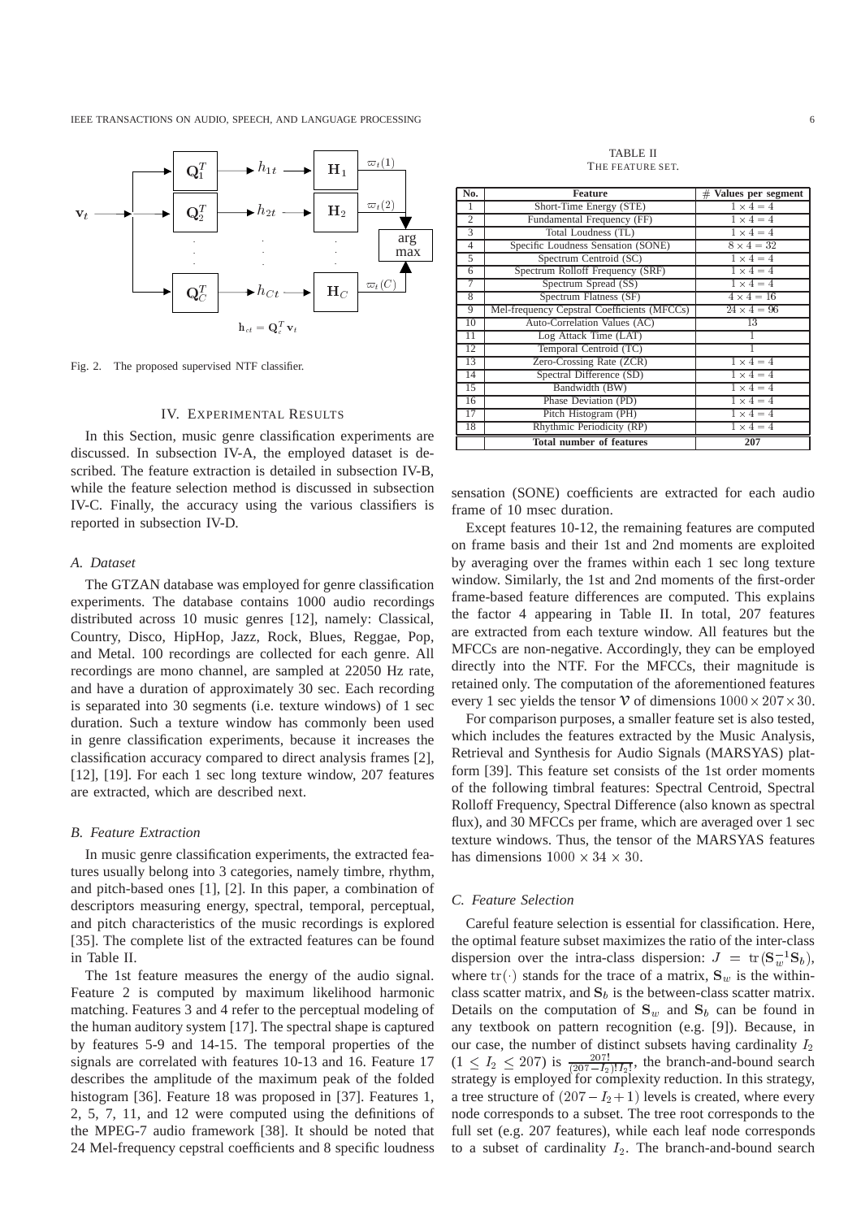Fig. 2. The proposed supervised NTF classifier.

TABLE II
THE FEATURE SET.

| No. | Feature | # Values per segment |
|---|---|---|
| 1 | Short-Time Energy (STE) | $1 \times 4 = 4$ |
| 2 | Fundamental Frequency (FF) | $1 \times 4 = 4$ |
| 3 | Total Loudness (TL) | $1 \times 4 = 4$ |
| 4 | Specific Loudness Sensation (SONE) | $8 \times 4 = 32$ |
| 5 | Spectrum Centroid (SC) | $1 \times 4 = 4$ |
| 6 | Spectrum Rolloff Frequency (SRF) | $1 \times 4 = 4$ |
| 7 | Spectrum Spread (SS) | $1 \times 4 = 4$ |
| 8 | Spectrum Flatness (SF) | $4 \times 4 = 16$ |
| 9 | Mel-frequency Cepstral Coefficients (MFCCs) | $24 \times 4 = 96$ |
| 10 | Auto-Correlation Values (AC) | 13 |
| 11 | Log Attack Time (LAT) | 1 |
| 12 | Temporal Centroid (TC) | 1 |
| 13 | Zero-Crossing Rate (ZCR) | $1 \times 4 = 4$ |
| 14 | Spectral Difference (SD) | $1 \times 4 = 4$ |
| 15 | Bandwidth (BW) | $1 \times 4 = 4$ |
| 16 | Phase Deviation (PD) | $1 \times 4 = 4$ |
| 17 | Pitch Histogram (PH) | $1 \times 4 = 4$ |
| 18 | Rhythmic Periodicity (RP) | $1 \times 4 = 4$ |
| | **Total number of features** | **207** |

## IV. EXPERIMENTAL RESULTS

In this Section, music genre classification experiments are discussed. In subsection IV-A, the employed dataset is described. The feature extraction is detailed in subsection IV-B, while the feature selection method is discussed in subsection IV-C. Finally, the accuracy using the various classifiers is reported in subsection IV-D.

### A. Dataset

The GTZAN database was employed for genre classification experiments. The database contains 1000 audio recordings distributed across 10 music genres [12], namely: Classical, Country, Disco, HipHop, Jazz, Rock, Blues, Reggae, Pop, and Metal. 100 recordings are collected for each genre. All recordings are mono channel, are sampled at 22050 Hz rate, and have a duration of approximately 30 sec. Each recording is separated into 30 segments (i.e. texture windows) of 1 sec duration. Such a texture window has commonly been used in genre classification experiments, because it increases the classification accuracy compared to direct analysis frames [2], [12], [19]. For each 1 sec long texture window, 207 features are extracted, which are described next.

### B. Feature Extraction

In music genre classification experiments, the extracted features usually belong into 3 categories, namely timbre, rhythm, and pitch-based ones [1], [2]. In this paper, a combination of descriptors measuring energy, spectral, temporal, perceptual, and pitch characteristics of the music recordings is explored [35]. The complete list of the extracted features can be found in Table II.

The 1st feature measures the energy of the audio signal. Feature 2 is computed by maximum likelihood harmonic matching. Features 3 and 4 refer to the perceptual modeling of the human auditory system [17]. The spectral shape is captured by features 5-9 and 14-15. The temporal properties of the signals are correlated with features 10-13 and 16. Feature 17 describes the amplitude of the maximum peak of the folded histogram [36]. Feature 18 was proposed in [37]. Features 1, 2, 5, 7, 11, and 12 were computed using the definitions of the MPEG-7 audio framework [38]. It should be noted that 24 Mel-frequency cepstral coefficients and 8 specific loudness sensation (SONE) coefficients are extracted for each audio frame of 10 msec duration.

Except features 10-12, the remaining features are computed on frame basis and their 1st and 2nd moments are exploited by averaging over the frames within each 1 sec long texture window. Similarly, the 1st and 2nd moments of the first-order frame-based feature differences are computed. This explains the factor 4 appearing in Table II. In total, 207 features are extracted from each texture window. All features but the MFCCs are non-negative. Accordingly, they can be employed directly into the NTF. For the MFCCs, their magnitude is retained only. The computation of the aforementioned features every 1 sec yields the tensor $\mathcal{V}$ of dimensions $1000 \times 207 \times 30$.

For comparison purposes, a smaller feature set is also tested, which includes the features extracted by the Music Analysis, Retrieval and Synthesis for Audio Signals (MARSYAS) platform [39]. This feature set consists of the 1st order moments of the following timbral features: Spectral Centroid, Spectral Rolloff Frequency, Spectral Difference (also known as spectral flux), and 30 MFCCs per frame, which are averaged over 1 sec texture windows. Thus, the tensor of the MARSYAS features has dimensions $1000 \times 34 \times 30$.

### C. Feature Selection

Careful feature selection is essential for classification. Here, the optimal feature subset maximizes the ratio of the inter-class dispersion over the intra-class dispersion: $J = \text{tr}(\mathbf{S}_w^{-1}\mathbf{S}_b)$, where $\text{tr}(\cdot)$ stands for the trace of a matrix, $\mathbf{S}_w$ is the within-class scatter matrix, and $\mathbf{S}_b$ is the between-class scatter matrix. Details on the computation of $\mathbf{S}_w$ and $\mathbf{S}_b$ can be found in any textbook on pattern recognition (e.g. [9]). Because, in our case, the number of distinct subsets having cardinality $I_2$ ($1 \leq I_2 \leq 207$) is $\frac{207!}{(207-I_2)!I_2!}$, the branch-and-bound search strategy is employed for complexity reduction. In this strategy, a tree structure of $(207 - I_2 + 1)$ levels is created, where every node corresponds to a subset. The tree root corresponds to the full set (e.g. 207 features), while each leaf node corresponds to a subset of cardinality $I_2$. The branch-and-bound search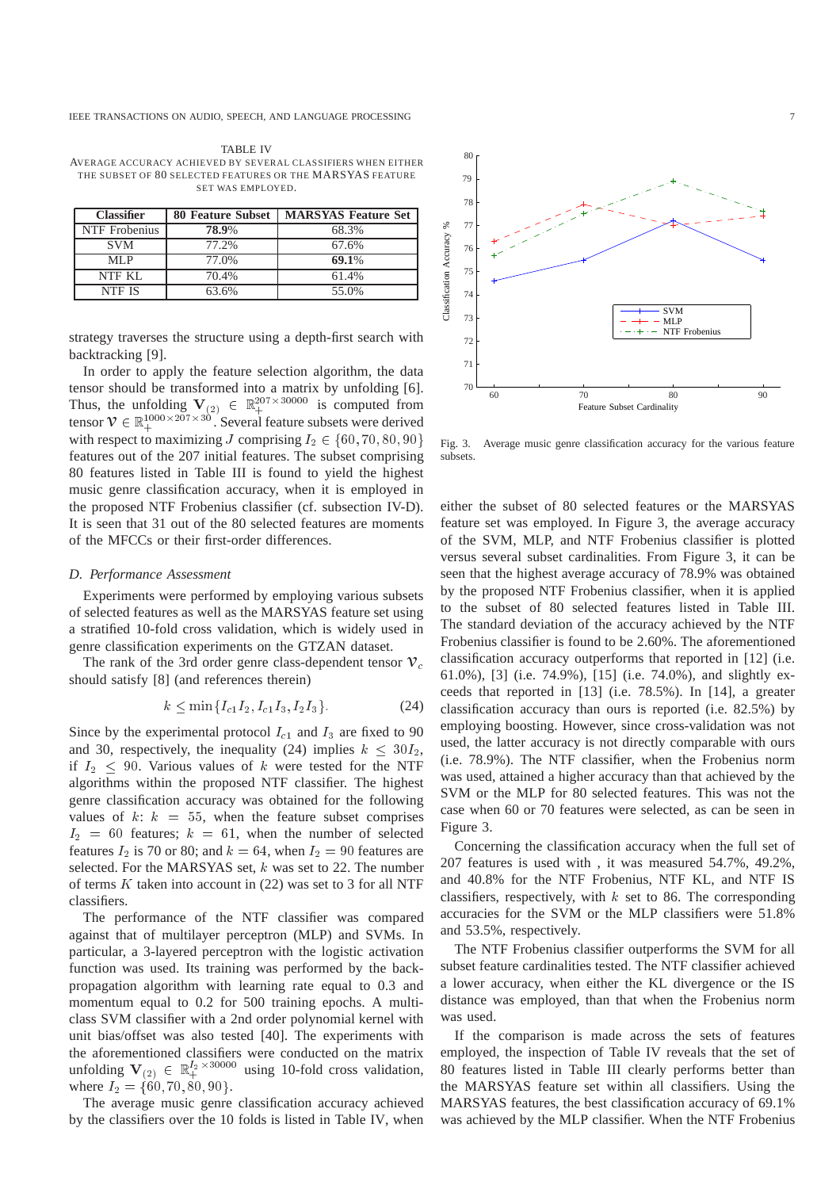TABLE IV

AVERAGE ACCURACY ACHIEVED BY SEVERAL CLASSIFIERS WHEN EITHER THE SUBSET OF 80 SELECTED FEATURES OR THE MARSYAS FEATURE SET WAS EMPLOYED.

| Classifier | 80 Feature Subset | MARSYAS Feature Set |
|---|---|---|
| NTF Frobenius | **78.9**% | 68.3% |
| SVM | 77.2% | 67.6% |
| MLP | 77.0% | **69.1**% |
| NTF KL | 70.4% | 61.4% |
| NTF IS | 63.6% | 55.0% |

strategy traverses the structure using a depth-first search with backtracking [9].

In order to apply the feature selection algorithm, the data tensor should be transformed into a matrix by unfolding [6]. Thus, the unfolding $\mathbf{V}_{(2)} \in \mathbb{R}_+^{207\times 30000}$ is computed from tensor $\mathcal{V} \in \mathbb{R}_+^{1000\times 207\times 30}$. Several feature subsets were derived with respect to maximizing $J$ comprising $I_2 \in \{60, 70, 80, 90\}$ features out of the 207 initial features. The subset comprising 80 features listed in Table III is found to yield the highest music genre classification accuracy, when it is employed in the proposed NTF Frobenius classifier (cf. subsection IV-D). It is seen that 31 out of the 80 selected features are moments of the MFCCs or their first-order differences.

### D. Performance Assessment

Experiments were performed by employing various subsets of selected features as well as the MARSYAS feature set using a stratified 10-fold cross validation, which is widely used in genre classification experiments on the GTZAN dataset.

The rank of the 3rd order genre class-dependent tensor $\mathcal{V}_c$ should satisfy [8] (and references therein)

$$k \leq \min\{I_{c1}I_2, I_{c1}I_3, I_2I_3\}. \tag{24}$$

Since by the experimental protocol $I_{c1}$ and $I_3$ are fixed to 90 and 30, respectively, the inequality (24) implies $k \leq 30I_2$, if $I_2 \leq 90$. Various values of $k$ were tested for the NTF algorithms within the proposed NTF classifier. The highest genre classification accuracy was obtained for the following values of $k$: $k = 55$, when the feature subset comprises $I_2 = 60$ features; $k = 61$, when the number of selected features $I_2$ is 70 or 80; and $k = 64$, when $I_2 = 90$ features are selected. For the MARSYAS set, $k$ was set to 22. The number of terms $K$ taken into account in (22) was set to 3 for all NTF classifiers.

The performance of the NTF classifier was compared against that of multilayer perceptron (MLP) and SVMs. In particular, a 3-layered perceptron with the logistic activation function was used. Its training was performed by the back-propagation algorithm with learning rate equal to 0.3 and momentum equal to 0.2 for 500 training epochs. A multi-class SVM classifier with a 2nd order polynomial kernel with unit bias/offset was also tested [40]. The experiments with the aforementioned classifiers were conducted on the matrix unfolding $\mathbf{V}_{(2)} \in \mathbb{R}_+^{I_2\times 30000}$ using 10-fold cross validation, where $I_2 = \{60, 70, 80, 90\}$.

The average music genre classification accuracy achieved by the classifiers over the 10 folds is listed in Table IV, when either the subset of 80 selected features or the MARSYAS feature set was employed. In Figure 3, the average accuracy of the SVM, MLP, and NTF Frobenius classifier is plotted versus several subset cardinalities. From Figure 3, it can be seen that the highest average accuracy of 78.9% was obtained by the proposed NTF Frobenius classifier, when it is applied to the subset of 80 selected features listed in Table III. The standard deviation of the accuracy achieved by the NTF Frobenius classifier is found to be 2.60%. The aforementioned classification accuracy outperforms that reported in [12] (i.e. 61.0%), [3] (i.e. 74.9%), [15] (i.e. 74.0%), and slightly exceeds that reported in [13] (i.e. 78.5%). In [14], a greater classification accuracy than ours is reported (i.e. 82.5%) by employing boosting. However, since cross-validation was not used, the latter accuracy is not directly comparable with ours (i.e. 78.9%). The NTF classifier, when the Frobenius norm was used, attained a higher accuracy than that achieved by the SVM or the MLP for 80 selected features. This was not the case when 60 or 70 features were selected, as can be seen in Figure 3.

Fig. 3. Average music genre classification accuracy for the various feature subsets.

Concerning the classification accuracy when the full set of 207 features is used with , it was measured 54.7%, 49.2%, and 40.8% for the NTF Frobenius, NTF KL, and NTF IS classifiers, respectively, with $k$ set to 86. The corresponding accuracies for the SVM or the MLP classifiers were 51.8% and 53.5%, respectively.

The NTF Frobenius classifier outperforms the SVM for all subset feature cardinalities tested. The NTF classifier achieved a lower accuracy, when either the KL divergence or the IS distance was employed, than that when the Frobenius norm was used.

If the comparison is made across the sets of features employed, the inspection of Table IV reveals that the set of 80 features listed in Table III clearly performs better than the MARSYAS feature set within all classifiers. Using the MARSYAS features, the best classification accuracy of 69.1% was achieved by the MLP classifier. When the NTF Frobenius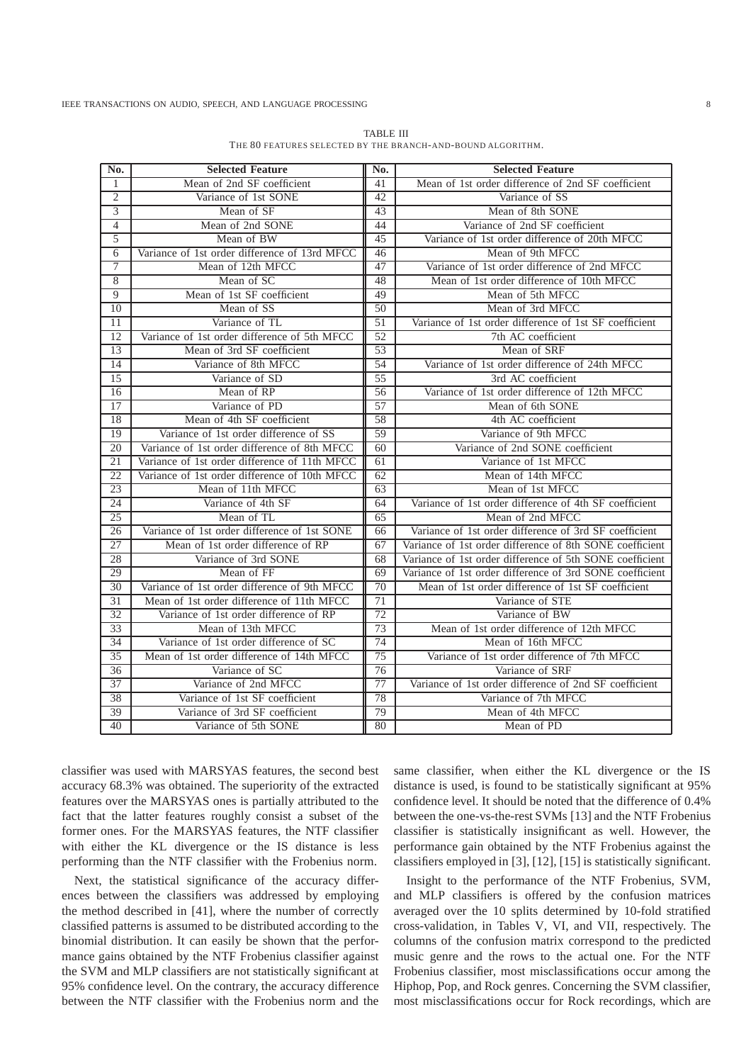TABLE III
THE 80 FEATURES SELECTED BY THE BRANCH-AND-BOUND ALGORITHM.

| No. | Selected Feature | No. | Selected Feature |
|---|---|---|---|
| 1 | Mean of 2nd SF coefficient | 41 | Mean of 1st order difference of 2nd SF coefficient |
| 2 | Variance of 1st SONE | 42 | Variance of SS |
| 3 | Mean of SF | 43 | Mean of 8th SONE |
| 4 | Mean of 2nd SONE | 44 | Variance of 2nd SF coefficient |
| 5 | Mean of BW | 45 | Variance of 1st order difference of 20th MFCC |
| 6 | Variance of 1st order difference of 13rd MFCC | 46 | Mean of 9th MFCC |
| 7 | Mean of 12th MFCC | 47 | Variance of 1st order difference of 2nd MFCC |
| 8 | Mean of SC | 48 | Mean of 1st order difference of 10th MFCC |
| 9 | Mean of 1st SF coefficient | 49 | Mean of 5th MFCC |
| 10 | Mean of SS | 50 | Mean of 3rd MFCC |
| 11 | Variance of TL | 51 | Variance of 1st order difference of 1st SF coefficient |
| 12 | Variance of 1st order difference of 5th MFCC | 52 | 7th AC coefficient |
| 13 | Mean of 3rd SF coefficient | 53 | Mean of SRF |
| 14 | Variance of 8th MFCC | 54 | Variance of 1st order difference of 24th MFCC |
| 15 | Variance of SD | 55 | 3rd AC coefficient |
| 16 | Mean of RP | 56 | Variance of 1st order difference of 12th MFCC |
| 17 | Variance of PD | 57 | Mean of 6th SONE |
| 18 | Mean of 4th SF coefficient | 58 | 4th AC coefficient |
| 19 | Variance of 1st order difference of SS | 59 | Variance of 9th MFCC |
| 20 | Variance of 1st order difference of 8th MFCC | 60 | Variance of 2nd SONE coefficient |
| 21 | Variance of 1st order difference of 11th MFCC | 61 | Variance of 1st MFCC |
| 22 | Variance of 1st order difference of 10th MFCC | 62 | Mean of 14th MFCC |
| 23 | Mean of 11th MFCC | 63 | Mean of 1st MFCC |
| 24 | Variance of 4th SF | 64 | Variance of 1st order difference of 4th SF coefficient |
| 25 | Mean of TL | 65 | Mean of 2nd MFCC |
| 26 | Variance of 1st order difference of 1st SONE | 66 | Variance of 1st order difference of 3rd SF coefficient |
| 27 | Mean of 1st order difference of RP | 67 | Variance of 1st order difference of 8th SONE coefficient |
| 28 | Variance of 3rd SONE | 68 | Variance of 1st order difference of 5th SONE coefficient |
| 29 | Mean of FF | 69 | Variance of 1st order difference of 3rd SONE coefficient |
| 30 | Variance of 1st order difference of 9th MFCC | 70 | Mean of 1st order difference of 1st SF coefficient |
| 31 | Mean of 1st order difference of 11th MFCC | 71 | Variance of STE |
| 32 | Variance of 1st order difference of RP | 72 | Variance of BW |
| 33 | Mean of 13th MFCC | 73 | Mean of 1st order difference of 12th MFCC |
| 34 | Variance of 1st order difference of SC | 74 | Mean of 16th MFCC |
| 35 | Mean of 1st order difference of 14th MFCC | 75 | Variance of 1st order difference of 7th MFCC |
| 36 | Variance of SC | 76 | Variance of SRF |
| 37 | Variance of 2nd MFCC | 77 | Variance of 1st order difference of 2nd SF coefficient |
| 38 | Variance of 1st SF coefficient | 78 | Variance of 7th MFCC |
| 39 | Variance of 3rd SF coefficient | 79 | Mean of 4th MFCC |
| 40 | Variance of 5th SONE | 80 | Mean of PD |

classifier was used with MARSYAS features, the second best accuracy 68.3% was obtained. The superiority of the extracted features over the MARSYAS ones is partially attributed to the fact that the latter features roughly consist a subset of the former ones. For the MARSYAS features, the NTF classifier with either the KL divergence or the IS distance is less performing than the NTF classifier with the Frobenius norm.

Next, the statistical significance of the accuracy differences between the classifiers was addressed by employing the method described in [41], where the number of correctly classified patterns is assumed to be distributed according to the binomial distribution. It can easily be shown that the performance gains obtained by the NTF Frobenius classifier against the SVM and MLP classifiers are not statistically significant at 95% confidence level. On the contrary, the accuracy difference between the NTF classifier with the Frobenius norm and the same classifier, when either the KL divergence or the IS distance is used, is found to be statistically significant at 95% confidence level. It should be noted that the difference of 0.4% between the one-vs-the-rest SVMs [13] and the NTF Frobenius classifier is statistically insignificant as well. However, the performance gain obtained by the NTF Frobenius against the classifiers employed in [3], [12], [15] is statistically significant.

Insight to the performance of the NTF Frobenius, SVM, and MLP classifiers is offered by the confusion matrices averaged over the 10 splits determined by 10-fold stratified cross-validation, in Tables V, VI, and VII, respectively. The columns of the confusion matrix correspond to the predicted music genre and the rows to the actual one. For the NTF Frobenius classifier, most misclassifications occur among the Hiphop, Pop, and Rock genres. Concerning the SVM classifier, most misclassifications occur for Rock recordings, which are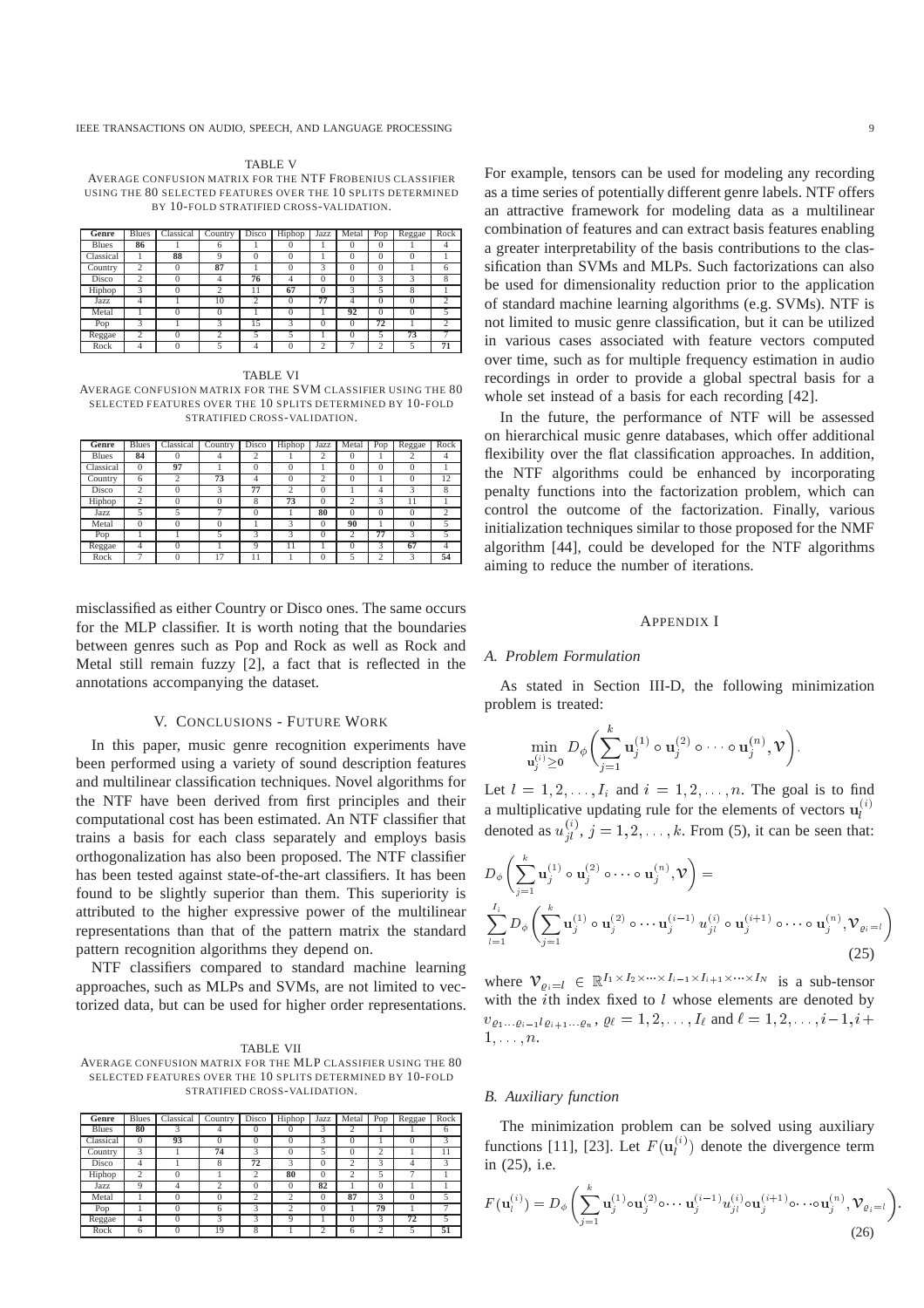TABLE V
AVERAGE CONFUSION MATRIX FOR THE NTF FROBENIUS CLASSIFIER USING THE 80 SELECTED FEATURES OVER THE 10 SPLITS DETERMINED BY 10-FOLD STRATIFIED CROSS-VALIDATION.

| Genre | Blues | Classical | Country | Disco | Hiphop | Jazz | Metal | Pop | Reggae | Rock |
|---|---|---|---|---|---|---|---|---|---|---|
| Blues | **86** | 1 | 6 | 1 | 0 | 1 | 0 | 0 | 1 | 4 |
| Classical | 1 | **88** | 9 | 0 | 0 | 1 | 0 | 0 | 0 | 1 |
| Country | 2 | 0 | **87** | 1 | 0 | 3 | 0 | 0 | 1 | 6 |
| Disco | 2 | 0 | 4 | **76** | 4 | 0 | 0 | 3 | 3 | 8 |
| Hiphop | 3 | 0 | 2 | 11 | **67** | 0 | 3 | 5 | 8 | 1 |
| Jazz | 4 | 1 | 10 | 2 | 0 | **77** | 4 | 0 | 0 | 2 |
| Metal | 1 | 0 | 0 | 1 | 0 | 1 | **92** | 0 | 0 | 5 |
| Pop | 3 | 1 | 3 | 15 | 3 | 0 | 0 | **72** | 1 | 2 |
| Reggae | 2 | 0 | 2 | 5 | 5 | 1 | 0 | 5 | **73** | 7 |
| Rock | 4 | 0 | 5 | 4 | 0 | 2 | 7 | 2 | 5 | **71** |

TABLE VI
AVERAGE CONFUSION MATRIX FOR THE SVM CLASSIFIER USING THE 80 SELECTED FEATURES OVER THE 10 SPLITS DETERMINED BY 10-FOLD STRATIFIED CROSS-VALIDATION.

| Genre | Blues | Classical | Country | Disco | Hiphop | Jazz | Metal | Pop | Reggae | Rock |
|---|---|---|---|---|---|---|---|---|---|---|
| Blues | **84** | 0 | 4 | 2 | 1 | 2 | 0 | 1 | 2 | 4 |
| Classical | 0 | **97** | 1 | 0 | 0 | 1 | 0 | 0 | 0 | 1 |
| Country | 6 | 2 | **73** | 4 | 0 | 2 | 0 | 1 | 0 | 12 |
| Disco | 2 | 0 | 3 | **77** | 2 | 0 | 1 | 4 | 3 | 8 |
| Hiphop | 2 | 0 | 0 | 8 | **73** | 0 | 2 | 3 | 11 | 1 |
| Jazz | 5 | 5 | 7 | 0 | 1 | **80** | 0 | 0 | 0 | 2 |
| Metal | 0 | 0 | 0 | 1 | 3 | 0 | **90** | 1 | 0 | 5 |
| Pop | 1 | 1 | 5 | 3 | 3 | 0 | 2 | **77** | 3 | 5 |
| Reggae | 4 | 0 | 1 | 9 | 11 | 1 | 0 | 3 | **67** | 4 |
| Rock | 7 | 0 | 17 | 11 | 1 | 0 | 5 | 2 | 3 | **54** |

misclassified as either Country or Disco ones. The same occurs for the MLP classifier. It is worth noting that the boundaries between genres such as Pop and Rock as well as Rock and Metal still remain fuzzy [2], a fact that is reflected in the annotations accompanying the dataset.

## V. CONCLUSIONS - FUTURE WORK

In this paper, music genre recognition experiments have been performed using a variety of sound description features and multilinear classification techniques. Novel algorithms for the NTF have been derived from first principles and their computational cost has been estimated. An NTF classifier that trains a basis for each class separately and employs basis orthogonalization has also been proposed. The NTF classifier has been tested against state-of-the-art classifiers. It has been found to be slightly superior than them. This superiority is attributed to the higher expressive power of the multilinear representations than that of the pattern matrix the standard pattern recognition algorithms they depend on.

NTF classifiers compared to standard machine learning approaches, such as MLPs and SVMs, are not limited to vectorized data, but can be used for higher order representations.

TABLE VII
AVERAGE CONFUSION MATRIX FOR THE MLP CLASSIFIER USING THE 80 SELECTED FEATURES OVER THE 10 SPLITS DETERMINED BY 10-FOLD STRATIFIED CROSS-VALIDATION.

| Genre | Blues | Classical | Country | Disco | Hiphop | Jazz | Metal | Pop | Reggae | Rock |
|---|---|---|---|---|---|---|---|---|---|---|
| Blues | **80** | 3 | 4 | 0 | 0 | 3 | 2 | 1 | 0 | 6 |
| Classical | 0 | **93** | 0 | 0 | 0 | 3 | 0 | 1 | 0 | 3 |
| Country | 3 | 1 | **74** | 3 | 0 | 5 | 0 | 2 | 1 | 11 |
| Disco | 4 | 1 | 8 | **72** | 3 | 0 | 2 | 3 | 4 | 3 |
| Hiphop | 2 | 0 | 1 | 2 | **80** | 0 | 2 | 5 | 7 | 1 |
| Jazz | 9 | 4 | 2 | 0 | 0 | **82** | 1 | 0 | 1 | 1 |
| Metal | 1 | 0 | 0 | 2 | 2 | 0 | **87** | 3 | 0 | 5 |
| Pop | 1 | 0 | 6 | 3 | 2 | 0 | 1 | **79** | 1 | 7 |
| Reggae | 4 | 0 | 3 | 3 | 9 | 1 | 0 | 3 | **72** | 5 |
| Rock | 6 | 0 | 19 | 8 | 1 | 2 | 6 | 2 | 5 | **51** |

For example, tensors can be used for modeling any recording as a time series of potentially different genre labels. NTF offers an attractive framework for modeling data as a multilinear combination of features and can extract basis features enabling a greater interpretability of the basis contributions to the classification than SVMs and MLPs. Such factorizations can also be used for dimensionality reduction prior to the application of standard machine learning algorithms (e.g. SVMs). NTF is not limited to music genre classification, but it can be utilized in various cases associated with feature vectors computed over time, such as for multiple frequency estimation in audio recordings in order to provide a global spectral basis for a whole set instead of a basis for each recording [42].

In the future, the performance of NTF will be assessed on hierarchical music genre databases, which offer additional flexibility over the flat classification approaches. In addition, the NTF algorithms could be enhanced by incorporating penalty functions into the factorization problem, which can control the outcome of the factorization. Finally, various initialization techniques similar to those proposed for the NMF algorithm [44], could be developed for the NTF algorithms aiming to reduce the number of iterations.

## APPENDIX I

### A. Problem Formulation

As stated in Section III-D, the following minimization problem is treated:

$$\min_{\mathbf{u}_j^{(i)} \geq \mathbf{0}} D_\phi\left(\sum_{j=1}^{k} \mathbf{u}_j^{(1)} \circ \mathbf{u}_j^{(2)} \circ \cdots \circ \mathbf{u}_j^{(n)}, \mathcal{V}\right).$$

Let $l = 1, 2, \ldots, I_i$ and $i = 1, 2, \ldots, n$. The goal is to find a multiplicative updating rule for the elements of vectors $\mathbf{u}_l^{(i)}$ denoted as $u_{jl}^{(i)}$, $j = 1, 2, \ldots, k$. From (5), it can be seen that:

$$D_\phi\left(\sum_{j=1}^{k} \mathbf{u}_j^{(1)} \circ \mathbf{u}_j^{(2)} \circ \cdots \circ \mathbf{u}_j^{(n)}, \mathcal{V}\right) = \sum_{l=1}^{I_i} D_\phi\left(\sum_{j=1}^{k} \mathbf{u}_j^{(1)} \circ \mathbf{u}_j^{(2)} \circ \cdots \mathbf{u}_j^{(i-1)}\, u_{jl}^{(i)} \circ \mathbf{u}_j^{(i+1)} \circ \cdots \circ \mathbf{u}_j^{(n)}, \mathcal{V}_{\varrho_i = l}\right) \tag{25}$$

where $\mathcal{V}_{\varrho_i=l} \in \mathbb{R}^{I_1 \times I_2 \times \cdots \times I_{i-1} \times I_{i+1} \times \cdots \times I_N}$ is a sub-tensor with the $i$th index fixed to $l$ whose elements are denoted by $v_{\varrho_1 \ldots \varrho_{i-1} l \varrho_{i+1} \ldots \varrho_n}$, $\varrho_\ell = 1, 2, \ldots, I_\ell$ and $\ell = 1, 2, \ldots, i-1, i+1, \ldots, n$.

### B. Auxiliary function

The minimization problem can be solved using auxiliary functions [11], [23]. Let $F(\mathbf{u}_l^{(i)})$ denote the divergence term in (25), i.e.

$$F(\mathbf{u}_l^{(i)}) = D_\phi\left(\sum_{j=1}^{k} \mathbf{u}_j^{(1)} \circ \mathbf{u}_j^{(2)} \circ \cdots \mathbf{u}_j^{(i-1)} u_{jl}^{(i)} \circ \mathbf{u}_j^{(i+1)} \circ \cdots \circ \mathbf{u}_j^{(n)}, \mathcal{V}_{\varrho_i=l}\right). \tag{26}$$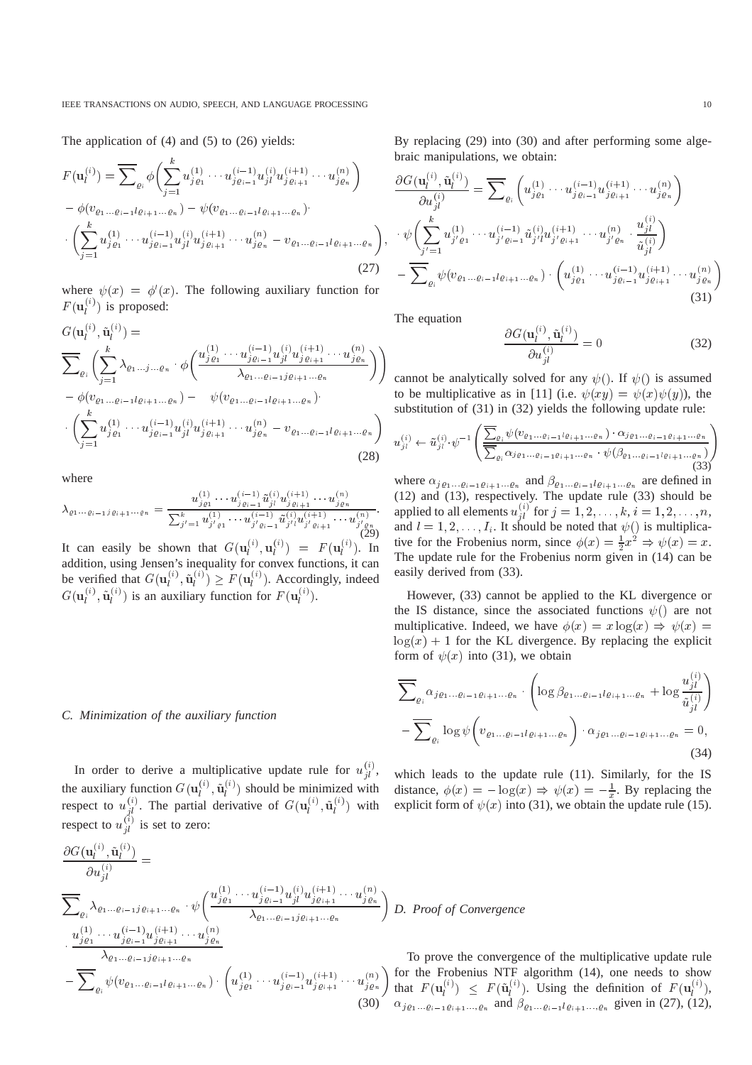The application of (4) and (5) to (26) yields:

$$
\begin{aligned}
F(\mathbf{u}_l^{(i)}) = \overline{\sum}_{\varrho_i} \phi\bigg(\sum_{j=1}^{k} u_{j\varrho_1}^{(1)} \cdots u_{j\varrho_{i-1}}^{(i-1)} u_{jl} u_{j\varrho_{i+1}}^{(i+1)} \cdots u_{j\varrho_n}^{(n)}\bigg) \\
- \phi(v_{\varrho_1 \ldots \varrho_{i-1} l \varrho_{i+1} \ldots \varrho_n}) - \psi(v_{\varrho_1 \ldots \varrho_{i-1} l \varrho_{i+1} \ldots \varrho_n}) \cdot \\
\cdot \bigg(\sum_{j=1}^{k} u_{j\varrho_1}^{(1)} \cdots u_{j\varrho_{i-1}}^{(i-1)} u_{jl}^{(i)} u_{j\varrho_{i+1}}^{(i+1)} \cdots u_{j\varrho_n}^{(n)} - v_{\varrho_1 \ldots \varrho_{i-1} l \varrho_{i+1} \ldots \varrho_n}\bigg),
\end{aligned} \tag{27}
$$

where $\psi(x) = \phi'(x)$. The following auxiliary function for $F(\mathbf{u}_l^{(i)})$ is proposed:

$$
\begin{aligned}
G(\mathbf{u}_l^{(i)}, \tilde{\mathbf{u}}_l^{(i)}) = \\
\overline{\sum}_{\varrho_i} \bigg(\sum_{j=1}^{k} \lambda_{\varrho_1 \ldots j \ldots \varrho_n} \cdot \phi\bigg(\frac{u_{j\varrho_1}^{(1)} \cdots u_{j\varrho_{i-1}}^{(i-1)} u_{jl}^{(i)} u_{j\varrho_{i+1}}^{(i+1)} \cdots u_{j\varrho_n}^{(n)}}{\lambda_{\varrho_1 \ldots \varrho_{i-1} j \varrho_{i+1} \ldots \varrho_n}}\bigg)\bigg) \\
- \phi(v_{\varrho_1 \ldots \varrho_{i-1} l \varrho_{i+1} \ldots \varrho_n}) - \quad \psi(v_{\varrho_1 \ldots \varrho_{i-1} l \varrho_{i+1} \ldots \varrho_n}) \cdot \\
\cdot \bigg(\sum_{j=1}^{k} u_{j\varrho_1}^{(1)} \cdots u_{j\varrho_{i-1}}^{(i-1)} u_{jl}^{(i)} u_{j\varrho_{i+1}}^{(i+1)} \cdots u_{j\varrho_n}^{(n)} - v_{\varrho_1 \ldots \varrho_{i-1} l \varrho_{i+1} \ldots \varrho_n}\bigg)
\end{aligned} \tag{28}
$$

where

$$
\lambda_{\varrho_1 \cdots \varrho_{i-1} j \varrho_{i+1} \cdots \varrho_n} = \frac{u_{j\varrho_1}^{(1)} \cdots u_{j\varrho_{i-1}}^{(i-1)} \tilde{u}_{jl}^{(i)} u_{j\varrho_{i+1}}^{(i+1)} \cdots u_{j\varrho_n}^{(n)}}{\sum_{j'=1}^{k} u_{j'\varrho_1}^{(1)} \cdots u_{j'\varrho_{i-1}}^{(i-1)} \tilde{u}_{j'l}^{(i)} u_{j'\varrho_{i+1}}^{(i+1)} \cdots u_{j'\varrho_n}^{(n)}}. \tag{29}
$$

It can easily be shown that $G(\mathbf{u}_l^{(i)}, \mathbf{u}_l^{(i)}) = F(\mathbf{u}_l^{(i)})$. In addition, using Jensen's inequality for convex functions, it can be verified that $G(\mathbf{u}_l^{(i)}, \tilde{\mathbf{u}}_l^{(i)}) \geq F(\mathbf{u}_l^{(i)})$. Accordingly, indeed $G(\mathbf{u}_l^{(i)}, \tilde{\mathbf{u}}_l^{(i)})$ is an auxiliary function for $F(\mathbf{u}_l^{(i)})$.

### C. Minimization of the auxiliary function

In order to derive a multiplicative update rule for $u_{jl}^{(i)}$, the auxiliary function $G(\mathbf{u}_l^{(i)}, \tilde{\mathbf{u}}_l^{(i)})$ should be minimized with respect to $u_{jl}^{(i)}$. The partial derivative of $G(\mathbf{u}_l^{(i)}, \tilde{\mathbf{u}}_l^{(i)})$ with respect to $u_{jl}^{(i)}$ is set to zero:

$$
\begin{aligned}
\frac{\partial G(\mathbf{u}_l^{(i)}, \tilde{\mathbf{u}}_l^{(i)})}{\partial u_{jl}^{(i)}} = \\
\overline{\sum}_{\varrho_i} \lambda_{\varrho_1 \ldots \varrho_{i-1} j \varrho_{i+1} \ldots \varrho_n} \cdot \psi\bigg(\frac{u_{j\varrho_1}^{(1)} \cdots u_{j\varrho_{i-1}}^{(i-1)} u_{jl}^{(i)} u_{j\varrho_{i+1}}^{(i+1)} \cdots u_{j\varrho_n}^{(n)}}{\lambda_{\varrho_1 \ldots \varrho_{i-1} j \varrho_{i+1} \ldots \varrho_n}}\bigg) \\
\cdot \frac{u_{j\varrho_1}^{(1)} \cdots u_{j\varrho_{i-1}}^{(i-1)} u_{j\varrho_{i+1}}^{(i+1)} \cdots u_{j\varrho_n}^{(n)}}{\lambda_{\varrho_1 \ldots \varrho_{i-1} j \varrho_{i+1} \ldots \varrho_n}} \\
- \overline{\sum}_{\varrho_i} \psi(v_{\varrho_1 \ldots \varrho_{i-1} l \varrho_{i+1} \ldots \varrho_n}) \cdot \bigg(u_{j\varrho_1}^{(1)} \cdots u_{j\varrho_{i-1}}^{(i-1)} u_{j\varrho_{i+1}}^{(i+1)} \cdots u_{j\varrho_n}^{(n)}\bigg)
\end{aligned} \tag{30}
$$

By replacing (29) into (30) and after performing some algebraic manipulations, we obtain:

$$
\begin{aligned}
\frac{\partial G(\mathbf{u}_l^{(i)}, \tilde{\mathbf{u}}_l^{(i)})}{\partial u_{jl}^{(i)}} = \overline{\sum}_{\varrho_i} \bigg(u_{j\varrho_1}^{(1)} \cdots u_{j\varrho_{i-1}}^{(i-1)} u_{j\varrho_{i+1}}^{(i+1)} \cdots u_{j\varrho_n}^{(n)}\bigg) \\
\cdot \psi\bigg(\sum_{j'=1}^{k} u_{j'\varrho_1}^{(1)} \cdots u_{j'\varrho_{i-1}}^{(i-1)} \tilde{u}_{j'l}^{(i)} u_{j'\varrho_{i+1}}^{(i+1)} \cdots u_{j'\varrho_n}^{(n)} \cdot \frac{u_{jl}^{(i)}}{\tilde{u}_{jl}^{(i)}}\bigg) \\
- \overline{\sum}_{\varrho_i} \psi(v_{\varrho_1 \ldots \varrho_{i-1} l \varrho_{i+1} \ldots \varrho_n}) \cdot \bigg(u_{j\varrho_1}^{(1)} \cdots u_{j\varrho_{i-1}}^{(i-1)} u_{j\varrho_{i+1}}^{(i+1)} \cdots u_{j\varrho_n}^{(n)}\bigg)
\end{aligned} \tag{31}
$$

The equation

$$
\frac{\partial G(\mathbf{u}_l^{(i)}, \tilde{\mathbf{u}}_l^{(i)})}{\partial u_{jl}^{(i)}} = 0 \tag{32}
$$

cannot be analytically solved for any $\psi()$. If $\psi()$ is assumed to be multiplicative as in [11] (i.e. $\psi(xy) = \psi(x)\psi(y)$), the substitution of (31) in (32) yields the following update rule:

$$
u_{jl}^{(i)} \leftarrow \tilde{u}_{jl}^{(i)} \cdot \psi^{-1}\left(\frac{\overline{\sum}_{\varrho_i} \psi(v_{\varrho_1 \cdots \varrho_{i-1} l \varrho_{i+1} \cdots \varrho_n}) \cdot \alpha_{j\varrho_1 \ldots \varrho_{i-1} \varrho_{i+1} \ldots \varrho_n}}{\overline{\sum}_{\varrho_i} \alpha_{j\varrho_1 \ldots \varrho_{i-1} \varrho_{i+1} \ldots \varrho_n} \cdot \psi(\beta_{\varrho_1 \ldots \varrho_{i-1} l \varrho_{i+1} \ldots \varrho_n})}\right) \tag{33}
$$

where $\alpha_{j\varrho_1 \ldots \varrho_{i-1} \varrho_{i+1} \ldots \varrho_n}$ and $\beta_{\varrho_1 \ldots \varrho_{i-1} l \varrho_{i+1} \ldots \varrho_n}$ are defined in (12) and (13), respectively. The update rule (33) should be applied to all elements $u_{jl}^{(i)}$ for $j = 1, 2, \ldots, k$, $i = 1, 2, \ldots, n$, and $l = 1, 2, \ldots, I_i$. It should be noted that $\psi()$ is multiplicative for the Frobenius norm, since $\phi(x) = \frac{1}{2}x^2 \Rightarrow \psi(x) = x$. The update rule for the Frobenius norm given in (14) can be easily derived from (33).

However, (33) cannot be applied to the KL divergence or the IS distance, since the associated functions $\psi()$ are not multiplicative. Indeed, we have $\phi(x) = x\log(x) \Rightarrow \psi(x) = \log(x) + 1$ for the KL divergence. By replacing the explicit form of $\psi(x)$ into (31), we obtain

$$
\begin{aligned}
\overline{\sum}_{\varrho_i} \alpha_{j\varrho_1 \ldots \varrho_{i-1} \varrho_{i+1} \ldots \varrho_n} \cdot \bigg(\log \beta_{\varrho_1 \ldots \varrho_{i-1} l \varrho_{i+1} \ldots \varrho_n} + \log \frac{u_{jl}^{(i)}}{\tilde{u}_{jl}^{(i)}}\bigg) \\
- \overline{\sum}_{\varrho_i} \log \psi\bigg(v_{\varrho_1 \ldots \varrho_{i-1} l \varrho_{i+1} \ldots \varrho_n}\bigg) \cdot \alpha_{j\varrho_1 \ldots \varrho_{i-1} \varrho_{i+1} \ldots \varrho_n} = 0,
\end{aligned} \tag{34}
$$

which leads to the update rule (11). Similarly, for the IS distance, $\phi(x) = -\log(x) \Rightarrow \psi(x) = -\frac{1}{x}$. By replacing the explicit form of $\psi(x)$ into (31), we obtain the update rule (15).

### D. Proof of Convergence

To prove the convergence of the multiplicative update rule for the Frobenius NTF algorithm (14), one needs to show that $F(\mathbf{u}_l^{(i)}) \leq F(\tilde{\mathbf{u}}_l^{(i)})$. Using the definition of $F(\mathbf{u}_l^{(i)})$, $\alpha_{j\varrho_1 \ldots \varrho_{i-1} \varrho_{i+1} \ldots, \varrho_n}$ and $\beta_{\varrho_1 \ldots \varrho_{i-1} l \varrho_{i+1} \ldots, \varrho_n}$ given in (27), (12),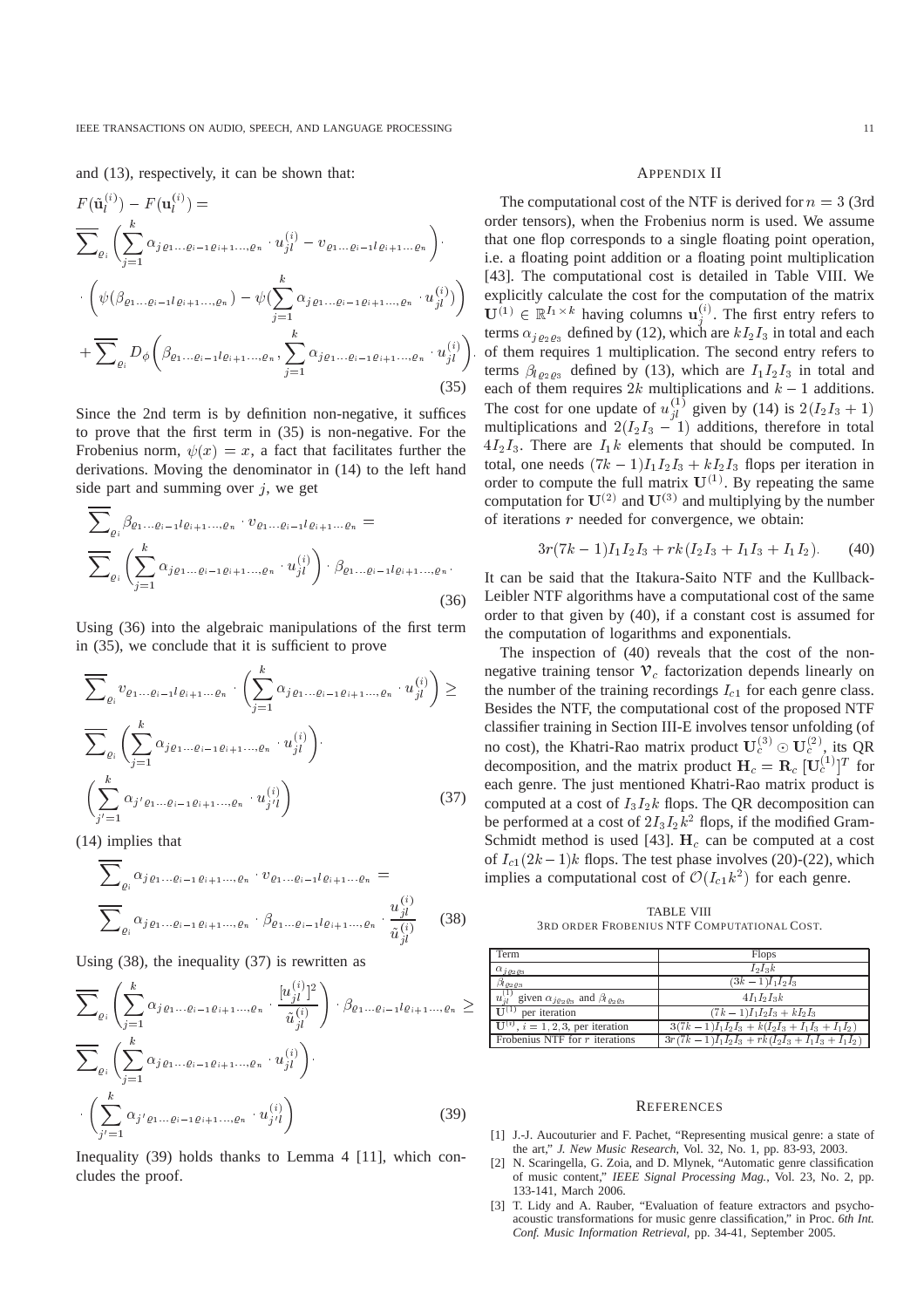and (13), respectively, it can be shown that:

$$F(\tilde{\mathbf{u}}_l^{(i)}) - F(\mathbf{u}_l^{(i)}) = \overline{\sum}_{\varrho_i}\Bigg(\sum_{j=1}^{k}\alpha_{j\varrho_1\ldots\varrho_{i-1}\varrho_{i+1}\ldots,\varrho_n}\cdot u_{jl}^{(i)} - v_{\varrho_1\ldots\varrho_{i-1}l\varrho_{i+1}\ldots\varrho_n}\Bigg)\cdot \cdot\Bigg(\psi(\beta_{\varrho_1\ldots\varrho_{i-1}l\varrho_{i+1}\ldots,\varrho_n}) - \psi(\sum_{j=1}^{k}\alpha_{j\varrho_1\ldots\varrho_{i-1}\varrho_{i+1}\ldots,\varrho_n}\cdot u_{jl}^{(i)})\Bigg) + \overline{\sum}_{\varrho_i}D_\phi\Bigg(\beta_{\varrho_1\ldots\varrho_{i-1}l\varrho_{i+1}\ldots,\varrho_n}, \sum_{j=1}^{k}\alpha_{j\varrho_1\ldots\varrho_{i-1}\varrho_{i+1}\ldots,\varrho_n}\cdot u_{jl}^{(i)}\Bigg). \quad (35)$$

Since the 2nd term is by definition non-negative, it suffices to prove that the first term in (35) is non-negative. For the Frobenius norm, $\psi(x) = x$, a fact that facilitates further the derivations. Moving the denominator in (14) to the left hand side part and summing over $j$, we get

$$\overline{\sum}_{\varrho_i}\beta_{\varrho_1\ldots\varrho_{i-1}l\varrho_{i+1}\ldots,\varrho_n}\cdot v_{\varrho_1\ldots\varrho_{i-1}l\varrho_{i+1}\ldots\varrho_n} = \overline{\sum}_{\varrho_i}\Bigg(\sum_{j=1}^{k}\alpha_{j\varrho_1\ldots\varrho_{i-1}\varrho_{i+1}\ldots,\varrho_n}\cdot u_{jl}^{(i)}\Bigg)\cdot\beta_{\varrho_1\ldots\varrho_{i-1}l\varrho_{i+1}\ldots,\varrho_n}. \quad (36)$$

Using (36) into the algebraic manipulations of the first term in (35), we conclude that it is sufficient to prove

$$\overline{\sum}_{\varrho_i}v_{\varrho_1\ldots\varrho_{i-1}l\varrho_{i+1}\ldots\varrho_n}\cdot\Bigg(\sum_{j=1}^{k}\alpha_{j\varrho_1\ldots\varrho_{i-1}\varrho_{i+1}\ldots,\varrho_n}\cdot u_{jl}^{(i)}\Bigg) \geq \overline{\sum}_{\varrho_i}\Bigg(\sum_{j=1}^{k}\alpha_{j\varrho_1\ldots\varrho_{i-1}\varrho_{i+1}\ldots,\varrho_n}\cdot u_{jl}^{(i)}\Bigg)\cdot\Bigg(\sum_{j'=1}^{k}\alpha_{j'\varrho_1\ldots\varrho_{i-1}\varrho_{i+1}\ldots,\varrho_n}\cdot u_{j'l}^{(i)}\Bigg) \quad (37)$$

(14) implies that

$$\overline{\sum}_{\varrho_i}\alpha_{j\varrho_1\ldots\varrho_{i-1}\varrho_{i+1}\ldots,\varrho_n}\cdot v_{\varrho_1\ldots\varrho_{i-1}l\varrho_{i+1}\ldots\varrho_n} = \overline{\sum}_{\varrho_i}\alpha_{j\varrho_1\ldots\varrho_{i-1}\varrho_{i+1}\ldots,\varrho_n}\cdot\beta_{\varrho_1\ldots\varrho_{i-1}l\varrho_{i+1}\ldots,\varrho_n}\cdot\frac{u_{jl}^{(i)}}{\tilde{u}_{jl}^{(i)}} \quad (38)$$

Using (38), the inequality (37) is rewritten as

$$\overline{\sum}_{\varrho_i}\Bigg(\sum_{j=1}^{k}\alpha_{j\varrho_1\ldots\varrho_{i-1}\varrho_{i+1}\ldots,\varrho_n}\cdot\frac{[u_{jl}^{(i)}]^2}{\tilde{u}_{jl}^{(i)}}\Bigg)\cdot\beta_{\varrho_1\ldots\varrho_{i-1}l\varrho_{i+1}\ldots,\varrho_n} \geq \overline{\sum}_{\varrho_i}\Bigg(\sum_{j=1}^{k}\alpha_{j\varrho_1\ldots\varrho_{i-1}\varrho_{i+1}\ldots,\varrho_n}\cdot u_{jl}^{(i)}\Bigg)\cdot\Bigg(\sum_{j'=1}^{k}\alpha_{j'\varrho_1\ldots\varrho_{i-1}\varrho_{i+1}\ldots,\varrho_n}\cdot u_{j'l}^{(i)}\Bigg) \quad (39)$$

Inequality (39) holds thanks to Lemma 4 [11], which concludes the proof.

## Appendix II

The computational cost of the NTF is derived for $n = 3$ (3rd order tensors), when the Frobenius norm is used. We assume that one flop corresponds to a single floating point operation, i.e. a floating point addition or a floating point multiplication [43]. The computational cost is detailed in Table VIII. We explicitly calculate the cost for the computation of the matrix $\mathbf{U}^{(1)} \in \mathbb{R}^{I_1\times k}$ having columns $\mathbf{u}_j^{(i)}$. The first entry refers to terms $\alpha_{j\varrho_2\varrho_3}$ defined by (12), which are $kI_2I_3$ in total and each of them requires 1 multiplication. The second entry refers to terms $\beta_{l\varrho_2\varrho_3}$ defined by (13), which are $I_1I_2I_3$ in total and each of them requires $2k$ multiplications and $k-1$ additions. The cost for one update of $u_{jl}^{(1)}$ given by (14) is $2(I_2I_3+1)$ multiplications and $2(I_2I_3-1)$ additions, therefore in total $4I_2I_3$. There are $I_1k$ elements that should be computed. In total, one needs $(7k-1)I_1I_2I_3 + kI_2I_3$ flops per iteration in order to compute the full matrix $\mathbf{U}^{(1)}$. By repeating the same computation for $\mathbf{U}^{(2)}$ and $\mathbf{U}^{(3)}$ and multiplying by the number of iterations $r$ needed for convergence, we obtain:

$$3r(7k-1)I_1I_2I_3 + rk(I_2I_3 + I_1I_3 + I_1I_2). \quad (40)$$

It can be said that the Itakura-Saito NTF and the Kullback-Leibler NTF algorithms have a computational cost of the same order to that given by (40), if a constant cost is assumed for the computation of logarithms and exponentials.

The inspection of (40) reveals that the cost of the non-negative training tensor $\mathcal{V}_c$ factorization depends linearly on the number of the training recordings $I_{c1}$ for each genre class. Besides the NTF, the computational cost of the proposed NTF classifier training in Section III-E involves tensor unfolding (of no cost), the Khatri-Rao matrix product $\mathbf{U}_c^{(3)} \odot \mathbf{U}_c^{(2)}$, its QR decomposition, and the matrix product $\mathbf{H}_c = \mathbf{R}_c\,[\mathbf{U}_c^{(1)}]^T$ for each genre. The just mentioned Khatri-Rao matrix product is computed at a cost of $I_3I_2k$ flops. The QR decomposition can be performed at a cost of $2I_3I_2k^2$ flops, if the modified Gram-Schmidt method is used [43]. $\mathbf{H}_c$ can be computed at a cost of $I_{c1}(2k-1)k$ flops. The test phase involves (20)-(22), which implies a computational cost of $\mathcal{O}(I_{c1}k^2)$ for each genre.

TABLE VIII
3rd Order Frobenius NTF Computational Cost.

| Term | Flops |
|---|---|
| $\alpha_{j\varrho_2\varrho_3}$ | $I_2I_3k$ |
| $\beta_{l\varrho_2\varrho_3}$ | $(3k-1)I_1I_2I_3$ |
| $u_{jl}^{(1)}$ given $\alpha_{j\varrho_2\varrho_3}$ and $\beta_{l\varrho_2\varrho_3}$ | $4I_1I_2I_3k$ |
| $\mathbf{U}^{(1)}$ per iteration | $(7k-1)I_1I_2I_3 + kI_2I_3$ |
| $\mathbf{U}^{(i)}$, $i=1,2,3$, per iteration | $3(7k-1)I_1I_2I_3 + k(I_2I_3 + I_1I_3 + I_1I_2)$ |
| Frobenius NTF for $r$ iterations | $3r(7k-1)I_1I_2I_3 + rk(I_2I_3 + I_1I_3 + I_1I_2)$ |

## References

[1] J.-J. Aucouturier and F. Pachet, "Representing musical genre: a state of the art," *J. New Music Research*, Vol. 32, No. 1, pp. 83-93, 2003.

[2] N. Scaringella, G. Zoia, and D. Mlynek, "Automatic genre classification of music content," *IEEE Signal Processing Mag.*, Vol. 23, No. 2, pp. 133-141, March 2006.

[3] T. Lidy and A. Rauber, "Evaluation of feature extractors and psycho-acoustic transformations for music genre classification," in Proc. *6th Int. Conf. Music Information Retrieval*, pp. 34-41, September 2005.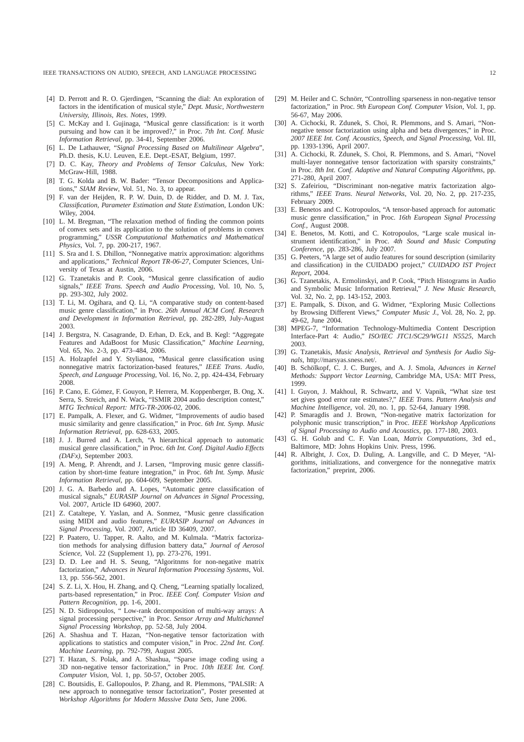[4] D. Perrott and R. O. Gjerdingen, "Scanning the dial: An exploration of factors in the identification of musical style," *Dept. Music, Northwestern University, Illinois, Res. Notes*, 1999.

[5] C. McKay and I. Gujinaga, "Musical genre classification: is it worth pursuing and how can it be improved?," in Proc. *7th Int. Conf. Music Information Retrieval*, pp. 34-41, September 2006.

[6] L. De Lathauwer, "*Signal Processing Based on Multilinear Algebra*", Ph.D. thesis, K.U. Leuven, E.E. Dept.-ESAT, Belgium, 1997.

[7] D. C. Kay, *Theory and Problems of Tensor Calculus*, New York: McGraw-Hill, 1988.

[8] T. G. Kolda and B. W. Bader: "Tensor Decompositions and Applications," *SIAM Review*, Vol. 51, No. 3, to appear.

[9] F. van der Heijden, R. P. W. Duin, D. de Ridder, and D. M. J. Tax, *Classification, Parameter Estimation and State Estimation*, London UK: Wiley, 2004.

[10] L. M. Bregman, "The relaxation method of finding the common points of convex sets and its application to the solution of problems in convex programming," *USSR Computational Mathematics and Mathematical Physics*, Vol. 7, pp. 200-217, 1967.

[11] S. Sra and I. S. Dhillon, "Nonnegative matrix approximation: algorithms and applications," *Technical Report TR-06-27*, Computer Sciences, University of Texas at Austin, 2006.

[12] G. Tzanetakis and P. Cook, "Musical genre classification of audio signals," *IEEE Trans. Speech and Audio Processing*, Vol. 10, No. 5, pp. 293-302, July 2002.

[13] T. Li, M. Ogihara, and Q. Li, "A comparative study on content-based music genre classification," in Proc. *26th Annual ACM Conf. Research and Development in Information Retrieval*, pp. 282-289, July-August 2003.

[14] J. Bergstra, N. Casagrande, D. Erhan, D. Eck, and B. Kegl: "Aggregate Features and AdaBoost for Music Classification," *Machine Learning*, Vol. 65, No. 2-3, pp. 473–484, 2006.

[15] A. Holzapfel and Y. Stylianou, "Musical genre classification using nonnegative matrix factorization-based features," *IEEE Trans. Audio, Speech, and Language Processing*, Vol. 16, No. 2, pp. 424-434, February 2008.

[16] P. Cano, E. Gómez, F. Gouyon, P. Herrera, M. Koppenberger, B. Ong, X. Serra, S. Streich, and N. Wack, "ISMIR 2004 audio description contest," *MTG Technical Report: MTG-TR-2006-02*, 2006.

[17] E. Pampalk, A. Flexer, and G. Widmer, "Improvements of audio based music similarity and genre classification," in Proc. *6th Int. Symp. Music Information Retrieval*, pp. 628-633, 2005.

[18] J. J. Burred and A. Lerch, "A hierarchical approach to automatic musical genre classification," in Proc. *6th Int. Conf. Digital Audio Effects (DAFx)*, September 2003.

[19] A. Meng, P. Ahrendt, and J. Larsen, "Improving music genre classification by short-time feature integration," in Proc. *6th Int. Symp. Music Information Retrieval*, pp. 604-609, September 2005.

[20] J. G. A. Barbedo and A. Lopes, "Automatic genre classification of musical signals," *EURASIP Journal on Advances in Signal Processing*, Vol. 2007, Article ID 64960, 2007.

[21] Z. Cataltepe, Y. Yaslan, and A. Sonmez, "Music genre classification using MIDI and audio features," *EURASIP Journal on Advances in Signal Processing*, Vol. 2007, Article ID 36409, 2007.

[22] P. Paatero, U. Tapper, R. Aalto, and M. Kulmala. "Matrix factorization methods for analysing diffusion battery data," *Journal of Aerosol Science*, Vol. 22 (Supplement 1), pp. 273-276, 1991.

[23] D. D. Lee and H. S. Seung, "Algoritnms for non-negative matrix factorization," *Advances in Neural Information Processing Systems*, Vol. 13, pp. 556-562, 2001.

[24] S. Z. Li, X. Hou, H. Zhang, and Q. Cheng, "Learning spatially localized, parts-based representation," in Proc. *IEEE Conf. Computer Vision and Pattern Recognition*, pp. 1-6, 2001.

[25] N. D. Sidiropoulos, " Low-rank decomposition of multi-way arrays: A signal processing perspective," in Proc. *Sensor Array and Multichannel Signal Processing Workshop*, pp. 52-58, July 2004.

[26] A. Shashua and T. Hazan, "Non-negative tensor factorization with applications to statistics and computer vision," in Proc. *22nd Int. Conf. Machine Learning*, pp. 792-799, August 2005.

[27] T. Hazan, S. Polak, and A. Shashua, "Sparse image coding using a 3D non-negative tensor factorization," in Proc. *10th IEEE Int. Conf. Computer Vision*, Vol. 1, pp. 50-57, October 2005.

[28] C. Boutsidis, E. Gallopoulos, P. Zhang, and R. Plemmons, "PALSIR: A new approach to nonnegative tensor factorization", Poster presented at *Workshop Algorithms for Modern Massive Data Sets*, June 2006.

[29] M. Heiler and C. Schnörr, "Controlling sparseness in non-negative tensor factorization," in Proc. *9th European Conf. Computer Vision*, Vol. 1, pp. 56-67, May 2006.

[30] A. Cichocki, R. Zdunek, S. Choi, R. Plemmons, and S. Amari, "Nonnegative tensor factorization using alpha and beta divergences," in Proc. *2007 IEEE Int. Conf. Acoustics, Speech, and Signal Processing*, Vol. III, pp. 1393-1396, April 2007.

[31] A. Cichocki, R. Zdunek, S. Choi, R. Plemmons, and S. Amari, "Novel multi-layer nonnegative tensor factorization with sparsity constraints," in Proc. *8th Int. Conf. Adaptive and Natural Computing Algorithms*, pp. 271-280, April 2007.

[32] S. Zafeiriou, "Discriminant non-negative matrix factorization algorithms," *IEEE Trans. Neural Networks*, Vol. 20, No. 2, pp. 217-235, February 2009.

[33] E. Benetos and C. Kotropoulos, "A tensor-based approach for automatic music genre classification," in Proc. *16th European Signal Processing Conf.*, August 2008.

[34] E. Benetos, M. Kotti, and C. Kotropoulos, "Large scale musical instrument identification," in Proc. *4th Sound and Music Computing Conference*, pp. 283-286, July 2007.

[35] G. Peeters, "A large set of audio features for sound description (similarity and classification) in the CUIDADO project," *CUIDADO IST Project Report*, 2004.

[36] G. Tzanetakis, A. Ermolinskyi, and P. Cook, "Pitch Histograms in Audio and Symbolic Music Information Retrieval," *J. New Music Research*, Vol. 32, No. 2, pp. 143-152, 2003.

[37] E. Pampalk, S. Dixon, and G. Widmer, "Exploring Music Collections by Browsing Different Views," *Computer Music J.*, Vol. 28, No. 2, pp. 49-62, June 2004.

[38] MPEG-7, "Information Technology-Multimedia Content Description Interface-Part 4: Audio," *ISO/IEC JTC1/SC29/WG11 N5525*, March 2003.

[39] G. Tzanetakis, *Music Analysis, Retrieval and Synthesis for Audio Signals*, http://marsyas.sness.net/.

[40] B. Schölkopf, C. J. C. Burges, and A. J. Smola, *Advances in Kernel Methods: Support Vector Learning*, Cambridge MA, USA: MIT Press, 1999.

[41] I. Guyon, J. Makhoul, R. Schwartz, and V. Vapnik, "What size test set gives good error rate estimates?," *IEEE Trans. Pattern Analysis and Machine Intelligence*, vol. 20, no. 1, pp. 52-64, January 1998.

[42] P. Smaragdis and J. Brown, "Non-negative matrix factorization for polyphonic music transcription," in Proc. *IEEE Workshop Applications of Signal Processing to Audio and Acoustics*, pp. 177-180, 2003.

[43] G. H. Golub and C. F. Van Loan, *Matrix Computations*, 3rd ed., Baltimore, MD: Johns Hopkins Univ. Press, 1996.

[44] R. Albright, J. Cox, D. Duling, A. Langville, and C. D Meyer, "Algorithms, initializations, and convergence for the nonnegative matrix factorization," preprint, 2006.